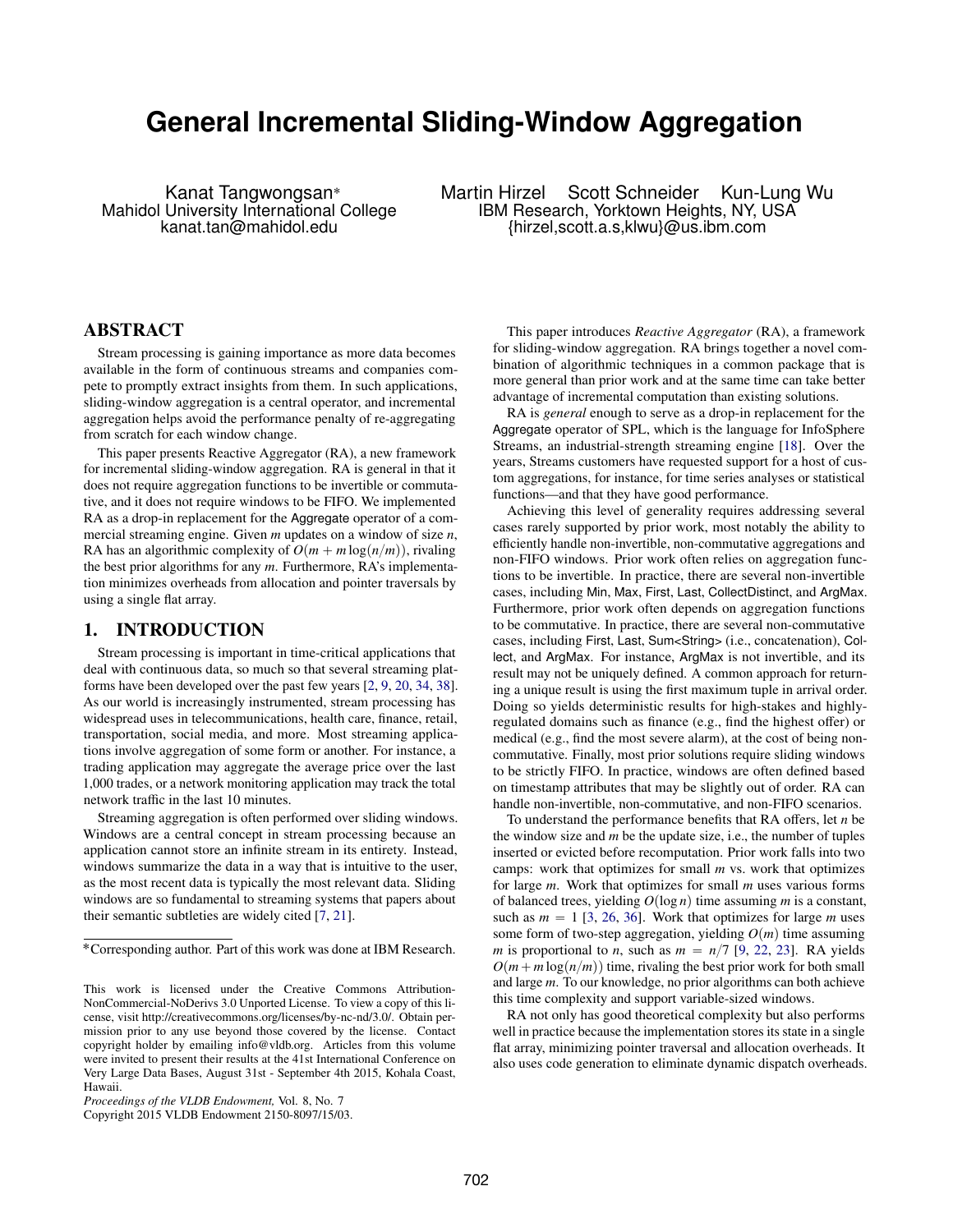# General Incremental Sliding-Window Aggregation

Kanat Tangwongsan*
Mahidol University International College
kanat.tan@mahidol.edu

Martin Hirzel Scott Schneider Kun-Lung Wu
IBM Research, Yorktown Heights, NY, USA
{hirzel,scott.a.s,klwu}@us.ibm.com

## ABSTRACT

Stream processing is gaining importance as more data becomes available in the form of continuous streams and companies compete to promptly extract insights from them. In such applications, sliding-window aggregation is a central operator, and incremental aggregation helps avoid the performance penalty of re-aggregating from scratch for each window change.

This paper presents Reactive Aggregator (RA), a new framework for incremental sliding-window aggregation. RA is general in that it does not require aggregation functions to be invertible or commutative, and it does not require windows to be FIFO. We implemented RA as a drop-in replacement for the Aggregate operator of a commercial streaming engine. Given $m$ updates on a window of size $n$, RA has an algorithmic complexity of $O(m + m \log(n/m))$, rivaling the best prior algorithms for any $m$. Furthermore, RA's implementation minimizes overheads from allocation and pointer traversals by using a single flat array.

## 1. INTRODUCTION

Stream processing is important in time-critical applications that deal with continuous data, so much so that several streaming platforms have been developed over the past few years [2, 9, 20, 34, 38]. As our world is increasingly instrumented, stream processing has widespread uses in telecommunications, health care, finance, retail, transportation, social media, and more. Most streaming applications involve aggregation of some form or another. For instance, a trading application may aggregate the average price over the last 1,000 trades, or a network monitoring application may track the total network traffic in the last 10 minutes.

Streaming aggregation is often performed over sliding windows. Windows are a central concept in stream processing because an application cannot store an infinite stream in its entirety. Instead, windows summarize the data in a way that is intuitive to the user, as the most recent data is typically the most relevant data. Sliding windows are so fundamental to streaming systems that papers about their semantic subtleties are widely cited [7, 21].

*Corresponding author. Part of this work was done at IBM Research.

This work is licensed under the Creative Commons Attribution-NonCommercial-NoDerivs 3.0 Unported License. To view a copy of this license, visit http://creativecommons.org/licenses/by-nc-nd/3.0/. Obtain permission prior to any use beyond those covered by the license. Contact copyright holder by emailing info@vldb.org. Articles from this volume were invited to present their results at the 41st International Conference on Very Large Data Bases, August 31st - September 4th 2015, Kohala Coast, Hawaii.
*Proceedings of the VLDB Endowment,* Vol. 8, No. 7
Copyright 2015 VLDB Endowment 2150-8097/15/03.

This paper introduces *Reactive Aggregator* (RA), a framework for sliding-window aggregation. RA brings together a novel combination of algorithmic techniques in a common package that is more general than prior work and at the same time can take better advantage of incremental computation than existing solutions.

RA is *general* enough to serve as a drop-in replacement for the Aggregate operator of SPL, which is the language for InfoSphere Streams, an industrial-strength streaming engine [18]. Over the years, Streams customers have requested support for a host of custom aggregations, for instance, for time series analyses or statistical functions—and that they have good performance.

Achieving this level of generality requires addressing several cases rarely supported by prior work, most notably the ability to efficiently handle non-invertible, non-commutative aggregations and non-FIFO windows. Prior work often relies on aggregation functions to be invertible. In practice, there are several non-invertible cases, including Min, Max, First, Last, CollectDistinct, and ArgMax. Furthermore, prior work often depends on aggregation functions to be commutative. In practice, there are several non-commutative cases, including First, Last, Sum<String> (i.e., concatenation), Collect, and ArgMax. For instance, ArgMax is not invertible, and its result may not be uniquely defined. A common approach for returning a unique result is using the first maximum tuple in arrival order. Doing so yields deterministic results for high-stakes and highly-regulated domains such as finance (e.g., find the highest offer) or medical (e.g., find the most severe alarm), at the cost of being non-commutative. Finally, most prior solutions require sliding windows to be strictly FIFO. In practice, windows are often defined based on timestamp attributes that may be slightly out of order. RA can handle non-invertible, non-commutative, and non-FIFO scenarios.

To understand the performance benefits that RA offers, let $n$ be the window size and $m$ be the update size, i.e., the number of tuples inserted or evicted before recomputation. Prior work falls into two camps: work that optimizes for small $m$ vs. work that optimizes for large $m$. Work that optimizes for small $m$ uses various forms of balanced trees, yielding $O(\log n)$ time assuming $m$ is a constant, such as $m = 1$ [3, 26, 36]. Work that optimizes for large $m$ uses some form of two-step aggregation, yielding $O(m)$ time assuming $m$ is proportional to $n$, such as $m = n/7$ [9, 22, 23]. RA yields $O(m + m \log(n/m))$ time, rivaling the best prior work for both small and large $m$. To our knowledge, no prior algorithms can both achieve this time complexity and support variable-sized windows.

RA not only has good theoretical complexity but also performs well in practice because the implementation stores its state in a single flat array, minimizing pointer traversal and allocation overheads. It also uses code generation to eliminate dynamic dispatch overheads.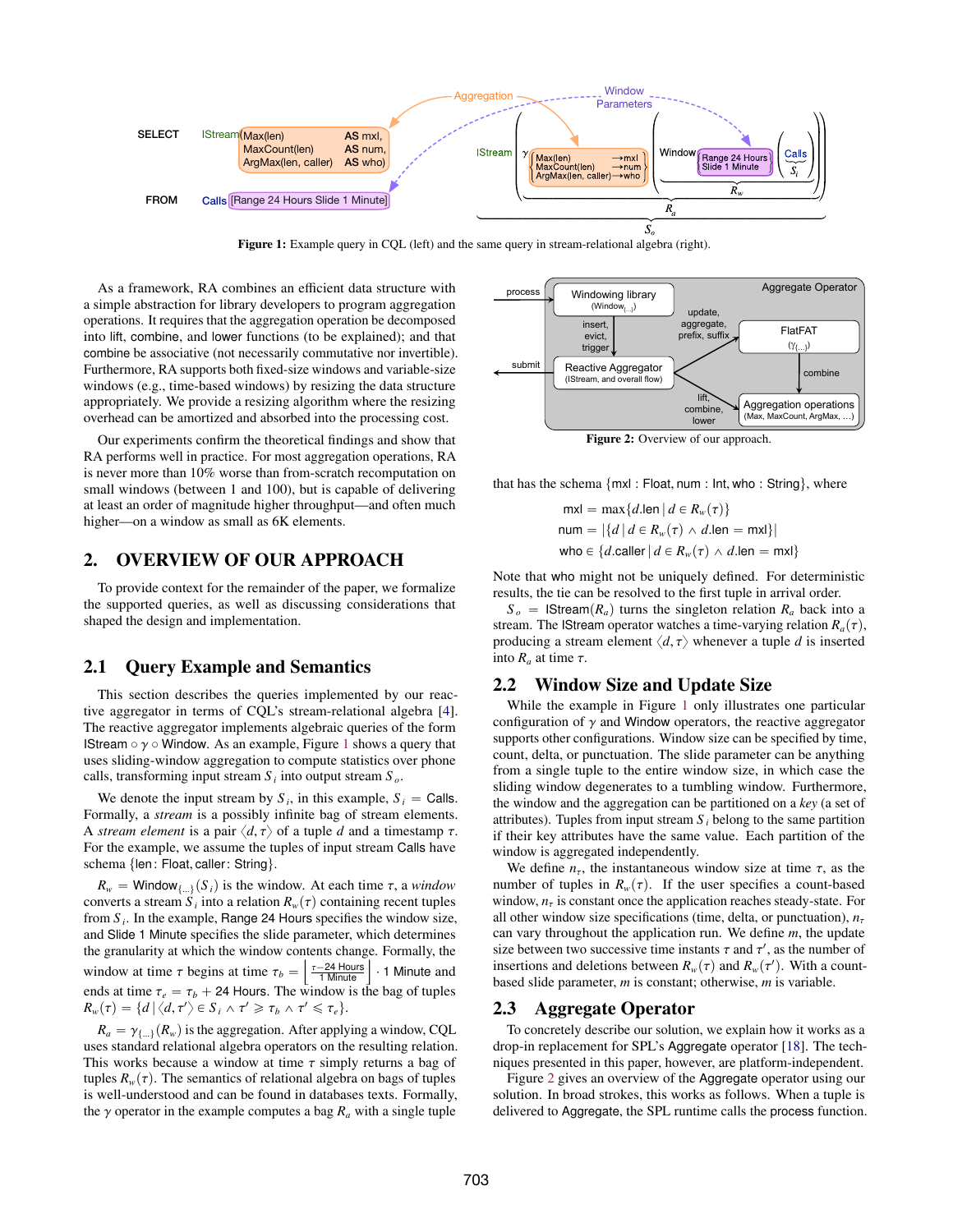Figure 1: Example query in CQL (left) and the same query in stream-relational algebra (right).

As a framework, RA combines an efficient data structure with a simple abstraction for library developers to program aggregation operations. It requires that the aggregation operation be decomposed into lift, combine, and lower functions (to be explained); and that combine be associative (not necessarily commutative nor invertible). Furthermore, RA supports both fixed-size windows and variable-size windows (e.g., time-based windows) by resizing the data structure appropriately. We provide a resizing algorithm where the resizing overhead can be amortized and absorbed into the processing cost.

Our experiments confirm the theoretical findings and show that RA performs well in practice. For most aggregation operations, RA is never more than 10% worse than from-scratch recomputation on small windows (between 1 and 100), but is capable of delivering at least an order of magnitude higher throughput—and often much higher—on a window as small as 6K elements.

## 2. OVERVIEW OF OUR APPROACH

To provide context for the remainder of the paper, we formalize the supported queries, as well as discussing considerations that shaped the design and implementation.

### 2.1 Query Example and Semantics

This section describes the queries implemented by our reactive aggregator in terms of CQL's stream-relational algebra [4]. The reactive aggregator implements algebraic queries of the form IStream $\circ\, \gamma \circ$ Window. As an example, Figure 1 shows a query that uses sliding-window aggregation to compute statistics over phone calls, transforming input stream $S_i$ into output stream $S_o$.

We denote the input stream by $S_i$, in this example, $S_i$ = Calls. Formally, a *stream* is a possibly infinite bag of stream elements. A *stream element* is a pair $\langle d, \tau \rangle$ of a tuple $d$ and a timestamp $\tau$. For the example, we assume the tuples of input stream Calls have schema {len: Float, caller: String}.

$R_w$ = Window$_{\{\ldots\}}(S_i)$ is the window. At each time $\tau$, a *window* converts a stream $S_i$ into a relation $R_w(\tau)$ containing recent tuples from $S_i$. In the example, Range 24 Hours specifies the window size, and Slide 1 Minute specifies the slide parameter, which determines the granularity at which the window contents change. Formally, the window at time $\tau$ begins at time $\tau_b = \left\lfloor \frac{\tau - 24\text{ Hours}}{1\text{ Minute}} \right\rfloor \cdot 1$ Minute and ends at time $\tau_e = \tau_b + 24$ Hours. The window is the bag of tuples $R_w(\tau) = \{d \,|\, \langle d, \tau' \rangle \in S_i \wedge \tau' \geqslant \tau_b \wedge \tau' \leqslant \tau_e\}$.

$R_a = \gamma_{\{\ldots\}}(R_w)$ is the aggregation. After applying a window, CQL uses standard relational algebra operators on the resulting relation. This works because a window at time $\tau$ simply returns a bag of tuples $R_w(\tau)$. The semantics of relational algebra on bags of tuples is well-understood and can be found in databases texts. Formally, the $\gamma$ operator in the example computes a bag $R_a$ with a single tuple

Figure 2: Overview of our approach.

that has the schema {mxl : Float, num : Int, who : String}, where

$$\text{mxl} = \max\{d.\text{len} \,|\, d \in R_w(\tau)\}$$
$$\text{num} = |\{d \,|\, d \in R_w(\tau) \wedge d.\text{len} = \text{mxl}\}|$$
$$\text{who} \in \{d.\text{caller} \,|\, d \in R_w(\tau) \wedge d.\text{len} = \text{mxl}\}$$

Note that who might not be uniquely defined. For deterministic results, the tie can be resolved to the first tuple in arrival order.

$S_o$ = IStream$(R_a)$ turns the singleton relation $R_a$ back into a stream. The IStream operator watches a time-varying relation $R_a(\tau)$, producing a stream element $\langle d, \tau \rangle$ whenever a tuple $d$ is inserted into $R_a$ at time $\tau$.

### 2.2 Window Size and Update Size

While the example in Figure 1 only illustrates one particular configuration of $\gamma$ and Window operators, the reactive aggregator supports other configurations. Window size can be specified by time, count, delta, or punctuation. The slide parameter can be anything from a single tuple to the entire window size, in which case the sliding window degenerates to a tumbling window. Furthermore, the window and the aggregation can be partitioned on a *key* (a set of attributes). Tuples from input stream $S_i$ belong to the same partition if their key attributes have the same value. Each partition of the window is aggregated independently.

We define $n_\tau$, the instantaneous window size at time $\tau$, as the number of tuples in $R_w(\tau)$. If the user specifies a count-based window, $n_\tau$ is constant once the application reaches steady-state. For all other window size specifications (time, delta, or punctuation), $n_\tau$ can vary throughout the application run. We define $m$, the update size between two successive time instants $\tau$ and $\tau'$, as the number of insertions and deletions between $R_w(\tau)$ and $R_w(\tau')$. With a count-based slide parameter, $m$ is constant; otherwise, $m$ is variable.

### 2.3 Aggregate Operator

To concretely describe our solution, we explain how it works as a drop-in replacement for SPL's Aggregate operator [18]. The techniques presented in this paper, however, are platform-independent. Figure 2 gives an overview of the Aggregate operator using our solution. In broad strokes, this works as follows. When a tuple is delivered to Aggregate, the SPL runtime calls the process function.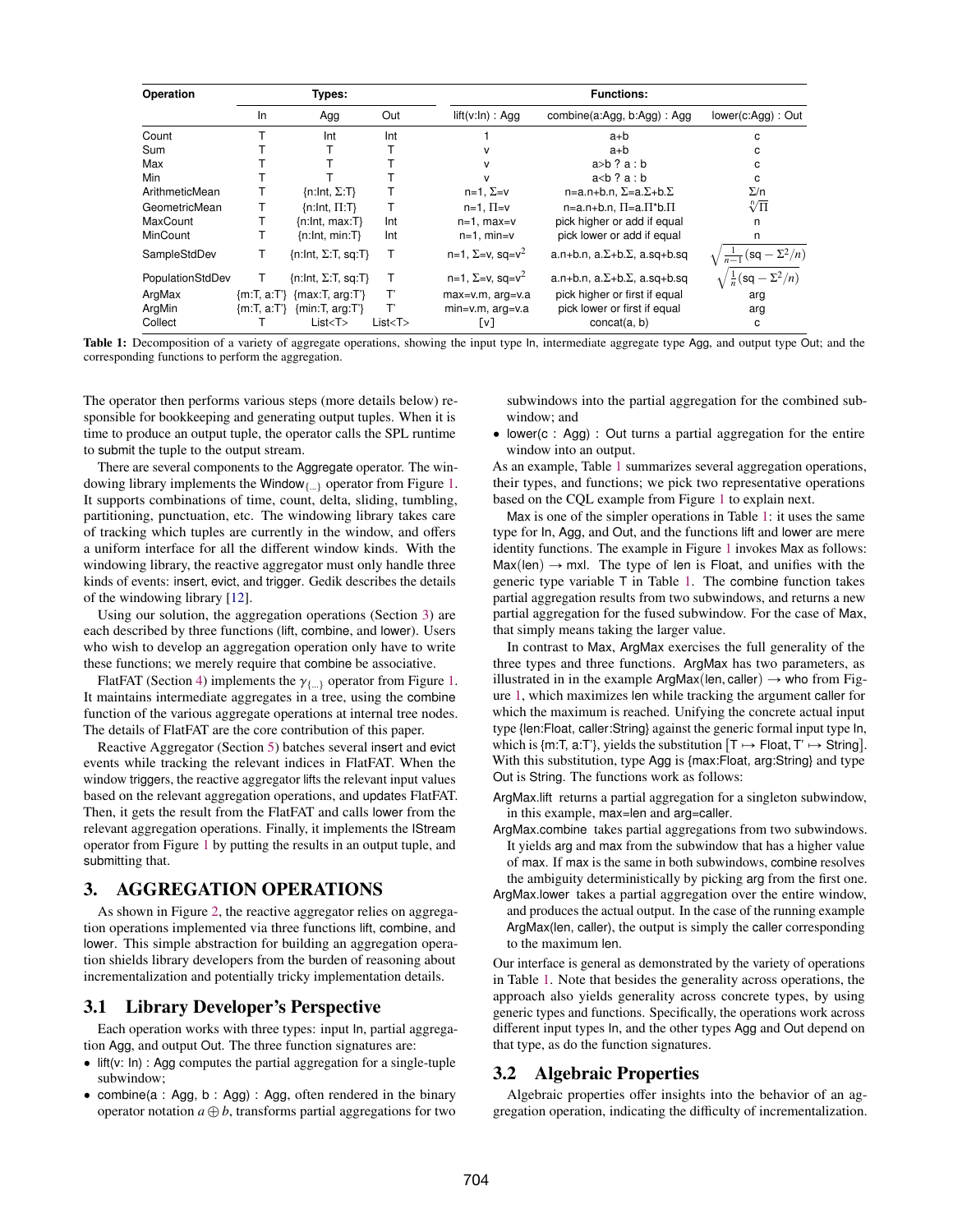| Operation | Types: | | | Functions: | | |
|---|---|---|---|---|---|---|
| | In | Agg | Out | lift(v:In) : Agg | combine(a:Agg, b:Agg) : Agg | lower(c:Agg) : Out |
| Count | T | Int | Int | 1 | a+b | c |
| Sum | T | T | T | v | a+b | c |
| Max | T | T | T | v | a>b ? a : b | c |
| Min | T | T | T | v | a<b ? a : b | c |
| ArithmeticMean | T | {n:Int, Σ:T} | T | n=1, Σ=v | n=a.n+b.n, Σ=a.Σ+b.Σ | Σ/n |
| GeometricMean | T | {n:Int, Π:T} | T | n=1, Π=v | n=a.n+b.n, Π=a.Π*b.Π | $\sqrt[n]{\Pi}$ |
| MaxCount | T | {n:Int, max:T} | Int | n=1, max=v | pick higher or add if equal | n |
| MinCount | T | {n:Int, min:T} | Int | n=1, min=v | pick lower or add if equal | n |
| SampleStdDev | T | {n:Int, Σ:T, sq:T} | T | n=1, Σ=v, sq=$v^2$ | a.n+b.n, a.Σ+b.Σ, a.sq+b.sq | $\sqrt{\frac{1}{n-1}(\text{sq} - \Sigma^2/n)}$ |
| PopulationStdDev | T | {n:Int, Σ:T, sq:T} | T | n=1, Σ=v, sq=$v^2$ | a.n+b.n, a.Σ+b.Σ, a.sq+b.sq | $\sqrt{\frac{1}{n}(\text{sq} - \Sigma^2/n)}$ |
| ArgMax | {m:T, a:T'} | {max:T, arg:T'} | T' | max=v.m, arg=v.a | pick higher or first if equal | arg |
| ArgMin | {m:T, a:T'} | {min:T, arg:T'} | T' | min=v.m, arg=v.a | pick lower or first if equal | arg |
| Collect | T | List<T> | List<T> | [v] | concat(a, b) | c |

**Table 1:** Decomposition of a variety of aggregate operations, showing the input type In, intermediate aggregate type Agg, and output type Out; and the corresponding functions to perform the aggregation.

The operator then performs various steps (more details below) responsible for bookkeeping and generating output tuples. When it is time to produce an output tuple, the operator calls the SPL runtime to submit the tuple to the output stream.

There are several components to the Aggregate operator. The windowing library implements the $\text{Window}_{\{...\}}$ operator from Figure 1. It supports combinations of time, count, delta, sliding, tumbling, partitioning, punctuation, etc. The windowing library takes care of tracking which tuples are currently in the window, and offers a uniform interface for all the different window kinds. With the windowing library, the reactive aggregator must only handle three kinds of events: insert, evict, and trigger. Gedik describes the details of the windowing library [12].

Using our solution, the aggregation operations (Section 3) are each described by three functions (lift, combine, and lower). Users who wish to develop an aggregation operation only have to write these functions; we merely require that combine be associative.

FlatFAT (Section 4) implements the $\gamma_{\{...\}}$ operator from Figure 1. It maintains intermediate aggregates in a tree, using the combine function of the various aggregate operations at internal tree nodes. The details of FlatFAT are the core contribution of this paper.

Reactive Aggregator (Section 5) batches several insert and evict events while tracking the relevant indices in FlatFAT. When the window triggers, the reactive aggregator lifts the relevant input values based on the relevant aggregation operations, and updates FlatFAT. Then, it gets the result from the FlatFAT and calls lower from the relevant aggregation operations. Finally, it implements the IStream operator from Figure 1 by putting the results in an output tuple, and submitting that.

# 3. AGGREGATION OPERATIONS

As shown in Figure 2, the reactive aggregator relies on aggregation operations implemented via three functions lift, combine, and lower. This simple abstraction for building an aggregation operation shields library developers from the burden of reasoning about incrementalization and potentially tricky implementation details.

## 3.1 Library Developer's Perspective

Each operation works with three types: input In, partial aggregation Agg, and output Out. The three function signatures are:

- lift(v: In) : Agg computes the partial aggregation for a single-tuple subwindow;
- combine(a : Agg, b : Agg) : Agg, often rendered in the binary operator notation $a \oplus b$, transforms partial aggregations for two subwindows into the partial aggregation for the combined subwindow; and
- lower(c : Agg) : Out turns a partial aggregation for the entire window into an output.

As an example, Table 1 summarizes several aggregation operations, their types, and functions; we pick two representative operations based on the CQL example from Figure 1 to explain next.

Max is one of the simpler operations in Table 1: it uses the same type for In, Agg, and Out, and the functions lift and lower are mere identity functions. The example in Figure 1 invokes Max as follows: Max(len) → mxl. The type of len is Float, and unifies with the generic type variable T in Table 1. The combine function takes partial aggregation results from two subwindows, and returns a new partial aggregation for the fused subwindow. For the case of Max, that simply means taking the larger value.

In contrast to Max, ArgMax exercises the full generality of the three types and three functions. ArgMax has two parameters, as illustrated in in the example ArgMax(len, caller) → who from Figure 1, which maximizes len while tracking the argument caller for which the maximum is reached. Unifying the concrete actual input type {len:Float, caller:String} against the generic formal input type In, which is {m:T, a:T'}, yields the substitution $[\text{T} \mapsto \text{Float}, \text{T'} \mapsto \text{String}]$. With this substitution, type Agg is {max:Float, arg:String} and type Out is String. The functions work as follows:

ArgMax.lift returns a partial aggregation for a singleton subwindow, in this example, max=len and arg=caller.

ArgMax.combine takes partial aggregations from two subwindows. It yields arg and max from the subwindow that has a higher value of max. If max is the same in both subwindows, combine resolves the ambiguity deterministically by picking arg from the first one.

ArgMax.lower takes a partial aggregation over the entire window, and produces the actual output. In the case of the running example ArgMax(len, caller), the output is simply the caller corresponding to the maximum len.

Our interface is general as demonstrated by the variety of operations in Table 1. Note that besides the generality across operations, the approach also yields generality across concrete types, by using generic types and functions. Specifically, the operations work across different input types In, and the other types Agg and Out depend on that type, as do the function signatures.

## 3.2 Algebraic Properties

Algebraic properties offer insights into the behavior of an aggregation operation, indicating the difficulty of incrementalization.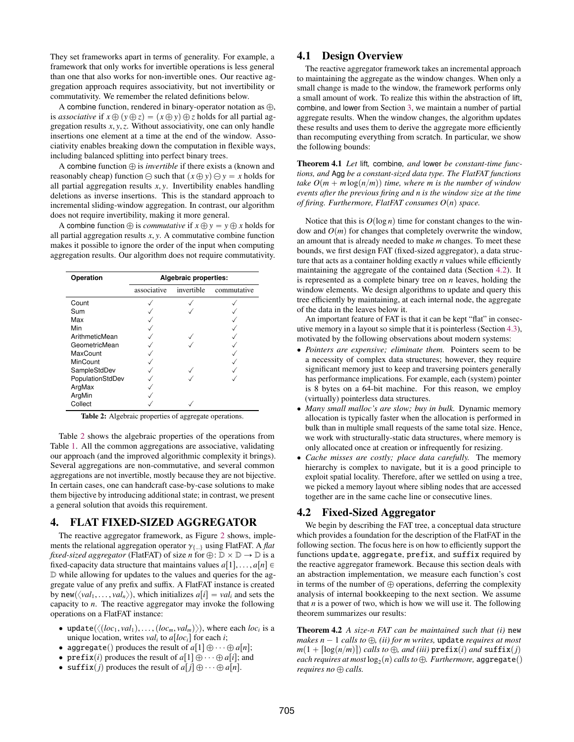They set frameworks apart in terms of generality. For example, a framework that only works for invertible operations is less general than one that also works for non-invertible ones. Our reactive aggregation approach requires associativity, but not invertibility or commutativity. We remember the related definitions below.

A combine function, rendered in binary-operator notation as $\oplus$, is *associative* if $x \oplus (y \oplus z) = (x \oplus y) \oplus z$ holds for all partial aggregation results $x, y, z$. Without associativity, one can only handle insertions one element at a time at the end of the window. Associativity enables breaking down the computation in flexible ways, including balanced splitting into perfect binary trees.

A combine function $\oplus$ is *invertible* if there exists a (known and reasonably cheap) function $\ominus$ such that $(x \oplus y) \ominus y = x$ holds for all partial aggregation results $x, y$. Invertibility enables handling deletions as inverse insertions. This is the standard approach to incremental sliding-window aggregation. In contrast, our algorithm does not require invertibility, making it more general.

A combine function $\oplus$ is *commutative* if $x \oplus y = y \oplus x$ holds for all partial aggregation results $x, y$. A commutative combine function makes it possible to ignore the order of the input when computing aggregation results. Our algorithm does not require commutativity.

| Operation | Algebraic properties: | | |
|---|---|---|---|
| | associative | invertible | commutative |
| Count | ✓ | ✓ | ✓ |
| Sum | ✓ | ✓ | ✓ |
| Max | ✓ | | ✓ |
| Min | ✓ | | ✓ |
| ArithmeticMean | ✓ | ✓ | ✓ |
| GeometricMean | ✓ | ✓ | ✓ |
| MaxCount | ✓ | | ✓ |
| MinCount | ✓ | | ✓ |
| SampleStdDev | ✓ | ✓ | ✓ |
| PopulationStdDev | ✓ | ✓ | ✓ |
| ArgMax | ✓ | | |
| ArgMin | ✓ | | |
| Collect | ✓ | ✓ | |

**Table 2:** Algebraic properties of aggregate operations.

Table 2 shows the algebraic properties of the operations from Table 1. All the common aggregations are associative, validating our approach (and the improved algorithmic complexity it brings). Several aggregations are non-commutative, and several common aggregations are not invertible, mostly because they are not bijective. In certain cases, one can handcraft case-by-case solutions to make them bijective by introducing additional state; in contrast, we present a general solution that avoids this requirement.

# 4. FLAT FIXED-SIZED AGGREGATOR

The reactive aggregator framework, as Figure 2 shows, implements the relational aggregation operator $\gamma_{\{...\}}$ using FlatFAT. A *flat fixed-sized aggregator* (FlatFAT) of size $n$ for $\oplus : \mathbb{D} \times \mathbb{D} \to \mathbb{D}$ is a fixed-capacity data structure that maintains values $a[1], \ldots, a[n] \in \mathbb{D}$ while allowing for updates to the values and queries for the aggregate value of any prefix and suffix. A FlatFAT instance is created by $\texttt{new}(\langle val_1, \ldots, val_n \rangle)$, which initializes $a[i] = val_i$ and sets the capacity to $n$. The reactive aggregator may invoke the following operations on a FlatFAT instance:

- $\texttt{update}(\langle (loc_1, val_1), \ldots, (loc_m, val_m) \rangle)$, where each $loc_i$ is a unique location, writes $val_i$ to $a[loc_i]$ for each $i$;
- $\texttt{aggregate}()$ produces the result of $a[1] \oplus \cdots \oplus a[n]$;
- $\texttt{prefix}(i)$ produces the result of $a[1] \oplus \cdots \oplus a[i]$; and
- $\texttt{suffix}(j)$ produces the result of $a[j] \oplus \cdots \oplus a[n]$.

## 4.1 Design Overview

The reactive aggregator framework takes an incremental approach to maintaining the aggregate as the window changes. When only a small change is made to the window, the framework performs only a small amount of work. To realize this within the abstraction of lift, combine, and lower from Section 3, we maintain a number of partial aggregate results. When the window changes, the algorithm updates these results and uses them to derive the aggregate more efficiently than recomputing everything from scratch. In particular, we show the following bounds:

**Theorem 4.1** *Let* lift, combine, *and* lower *be constant-time functions, and* Agg *be a constant-sized data type. The FlatFAT functions take $O(m + m\log(n/m))$ time, where $m$ is the number of window events after the previous firing and $n$ is the window size at the time of firing. Furthermore, FlatFAT consumes $O(n)$ space.*

Notice that this is $O(\log n)$ time for constant changes to the window and $O(m)$ for changes that completely overwrite the window, an amount that is already needed to make $m$ changes. To meet these bounds, we first design FAT (fixed-sized aggregator), a data structure that acts as a container holding exactly $n$ values while efficiently maintaining the aggregate of the contained data (Section 4.2). It is represented as a complete binary tree on $n$ leaves, holding the window elements. We design algorithms to update and query this tree efficiently by maintaining, at each internal node, the aggregate of the data in the leaves below it.

An important feature of FAT is that it can be kept "flat" in consecutive memory in a layout so simple that it is pointerless (Section 4.3), motivated by the following observations about modern systems:

- *Pointers are expensive; eliminate them.* Pointers seem to be a necessity of complex data structures; however, they require significant memory just to keep and traversing pointers generally has performance implications. For example, each (system) pointer is 8 bytes on a 64-bit machine. For this reason, we employ (virtually) pointerless data structures.
- *Many small malloc's are slow; buy in bulk.* Dynamic memory allocation is typically faster when the allocation is performed in bulk than in multiple small requests of the same total size. Hence, we work with structurally-static data structures, where memory is only allocated once at creation or infrequently for resizing.
- *Cache misses are costly; place data carefully.* The memory hierarchy is complex to navigate, but it is a good principle to exploit spatial locality. Therefore, after we settled on using a tree, we picked a memory layout where sibling nodes that are accessed together are in the same cache line or consecutive lines.

## 4.2 Fixed-Sized Aggregator

We begin by describing the FAT tree, a conceptual data structure which provides a foundation for the description of the FlatFAT in the following section. The focus here is on how to efficiently support the functions `update`, `aggregate`, `prefix`, and `suffix` required by the reactive aggregator framework. Because this section deals with an abstraction implementation, we measure each function's cost in terms of the number of $\oplus$ operations, deferring the complexity analysis of internal bookkeeping to the next section. We assume that $n$ is a power of two, which is how we will use it. The following theorem summarizes our results:

**Theorem 4.2** *A size-$n$ FAT can be maintained such that (i)* `new` *makes $n - 1$ calls to $\oplus$, (ii) for $m$ writes,* `update` *requires at most $m(1 + \lceil \log(n/m) \rceil)$ calls to $\oplus$, and (iii)* `prefix`$(i)$ *and* `suffix`$(j)$ *each requires at most $\log_2(n)$ calls to $\oplus$. Furthermore,* `aggregate`$()$ *requires no $\oplus$ calls.*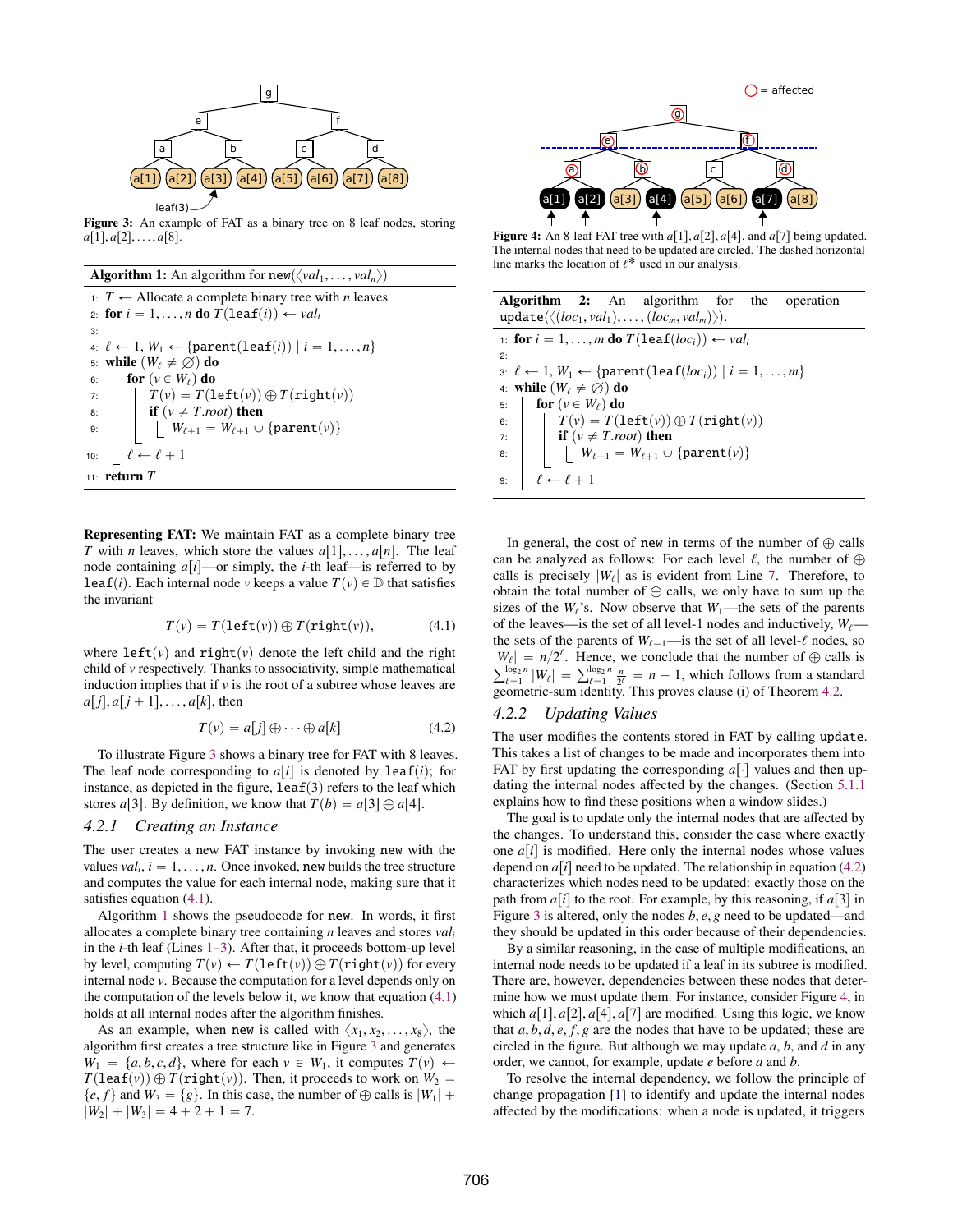**Figure 3:** An example of FAT as a binary tree on 8 leaf nodes, storing $a[1], a[2], \ldots, a[8]$.

**Algorithm 1:** An algorithm for $\texttt{new}(\langle val_1, \ldots, val_n \rangle)$

```
1:  T ← Allocate a complete binary tree with n leaves
2:  for i = 1,...,n do T(leaf(i)) ← val_i
3:
4:  ℓ ← 1, W_1 ← {parent(leaf(i)) | i = 1,...,n}
5:  while (W_ℓ ≠ ∅) do
6:      for (v ∈ W_ℓ) do
7:          T(v) = T(left(v)) ⊕ T(right(v))
8:          if (v ≠ T.root) then
9:              W_{ℓ+1} = W_{ℓ+1} ∪ {parent(v)}
10:     ℓ ← ℓ + 1
11: return T
```

**Representing FAT:** We maintain FAT as a complete binary tree $T$ with $n$ leaves, which store the values $a[1], \ldots, a[n]$. The leaf node containing $a[i]$—or simply, the $i$-th leaf—is referred to by $\texttt{leaf}(i)$. Each internal node $v$ keeps a value $T(v) \in \mathbb{D}$ that satisfies the invariant

$$T(v) = T(\texttt{left}(v)) \oplus T(\texttt{right}(v)), \tag{4.1}$$

where $\texttt{left}(v)$ and $\texttt{right}(v)$ denote the left child and the right child of $v$ respectively. Thanks to associativity, simple mathematical induction implies that if $v$ is the root of a subtree whose leaves are $a[j], a[j+1], \ldots, a[k]$, then

$$T(v) = a[j] \oplus \cdots \oplus a[k] \tag{4.2}$$

To illustrate Figure 3 shows a binary tree for FAT with 8 leaves. The leaf node corresponding to $a[i]$ is denoted by $\texttt{leaf}(i)$; for instance, as depicted in the figure, $\texttt{leaf}(3)$ refers to the leaf which stores $a[3]$. By definition, we know that $T(b) = a[3] \oplus a[4]$.

### 4.2.1 Creating an Instance

The user creates a new FAT instance by invoking new with the values $val_i$, $i = 1, \ldots, n$. Once invoked, new builds the tree structure and computes the value for each internal node, making sure that it satisfies equation (4.1).

Algorithm 1 shows the pseudocode for new. In words, it first allocates a complete binary tree containing $n$ leaves and stores $val_i$ in the $i$-th leaf (Lines 1–3). After that, it proceeds bottom-up level by level, computing $T(v) \leftarrow T(\texttt{left}(v)) \oplus T(\texttt{right}(v))$ for every internal node $v$. Because the computation for a level depends only on the computation of the levels below it, we know that equation (4.1) holds at all internal nodes after the algorithm finishes.

As an example, when new is called with $\langle x_1, x_2, \ldots, x_8 \rangle$, the algorithm first creates a tree structure like in Figure 3 and generates $W_1 = \{a, b, c, d\}$, where for each $v \in W_1$, it computes $T(v) \leftarrow T(\texttt{leaf}(v)) \oplus T(\texttt{right}(v))$. Then, it proceeds to work on $W_2 = \{e, f\}$ and $W_3 = \{g\}$. In this case, the number of $\oplus$ calls is $|W_1| + |W_2| + |W_3| = 4 + 2 + 1 = 7$.

**Figure 4:** An 8-leaf FAT tree with $a[1], a[2], a[4]$, and $a[7]$ being updated. The internal nodes that need to be updated are circled. The dashed horizontal line marks the location of $\ell^*$ used in our analysis.

**Algorithm 2:** An algorithm for the operation $\texttt{update}(\langle (loc_1, val_1), \ldots, (loc_m, val_m) \rangle)$.

```
1:  for i = 1,...,m do T(leaf(loc_i)) ← val_i
2:
3:  ℓ ← 1, W_1 ← {parent(leaf(loc_i)) | i = 1,...,m}
4:  while (W_ℓ ≠ ∅) do
5:      for (v ∈ W_ℓ) do
6:          T(v) = T(left(v)) ⊕ T(right(v))
7:          if (v ≠ T.root) then
8:              W_{ℓ+1} = W_{ℓ+1} ∪ {parent(v)}
9:      ℓ ← ℓ + 1
```

In general, the cost of new in terms of the number of $\oplus$ calls can be analyzed as follows: For each level $\ell$, the number of $\oplus$ calls is precisely $|W_\ell|$ as is evident from Line 7. Therefore, to obtain the total number of $\oplus$ calls, we only have to sum up the sizes of the $W_\ell$'s. Now observe that $W_1$—the sets of the parents of the leaves—is the set of all level-1 nodes and inductively, $W_\ell$—the sets of the parents of $W_{\ell-1}$—is the set of all level-$\ell$ nodes, so $|W_\ell| = n/2^\ell$. Hence, we conclude that the number of $\oplus$ calls is $\sum_{\ell=1}^{\log_2 n} |W_\ell| = \sum_{\ell=1}^{\log_2 n} \frac{n}{2^\ell} = n - 1$, which follows from a standard geometric-sum identity. This proves clause (i) of Theorem 4.2.

### 4.2.2 Updating Values

The user modifies the contents stored in FAT by calling update. This takes a list of changes to be made and incorporates them into FAT by first updating the corresponding $a[\cdot]$ values and then updating the internal nodes affected by the changes. (Section 5.1.1 explains how to find these positions when a window slides.)

The goal is to update only the internal nodes that are affected by the changes. To understand this, consider the case where exactly one $a[i]$ is modified. Here only the internal nodes whose values depend on $a[i]$ need to be updated. The relationship in equation (4.2) characterizes which nodes need to be updated: exactly those on the path from $a[i]$ to the root. For example, by this reasoning, if $a[3]$ in Figure 3 is altered, only the nodes $b, e, g$ need to be updated—and they should be updated in this order because of their dependencies.

By a similar reasoning, in the case of multiple modifications, an internal node needs to be updated if a leaf in its subtree is modified. There are, however, dependencies between these nodes that determine how we must update them. For instance, consider Figure 4, in which $a[1], a[2], a[4], a[7]$ are modified. Using this logic, we know that $a, b, d, e, f, g$ are the nodes that have to be updated; these are circled in the figure. But although we may update $a$, $b$, and $d$ in any order, we cannot, for example, update $e$ before $a$ and $b$.

To resolve the internal dependency, we follow the principle of change propagation [1] to identify and update the internal nodes affected by the modifications: when a node is updated, it triggers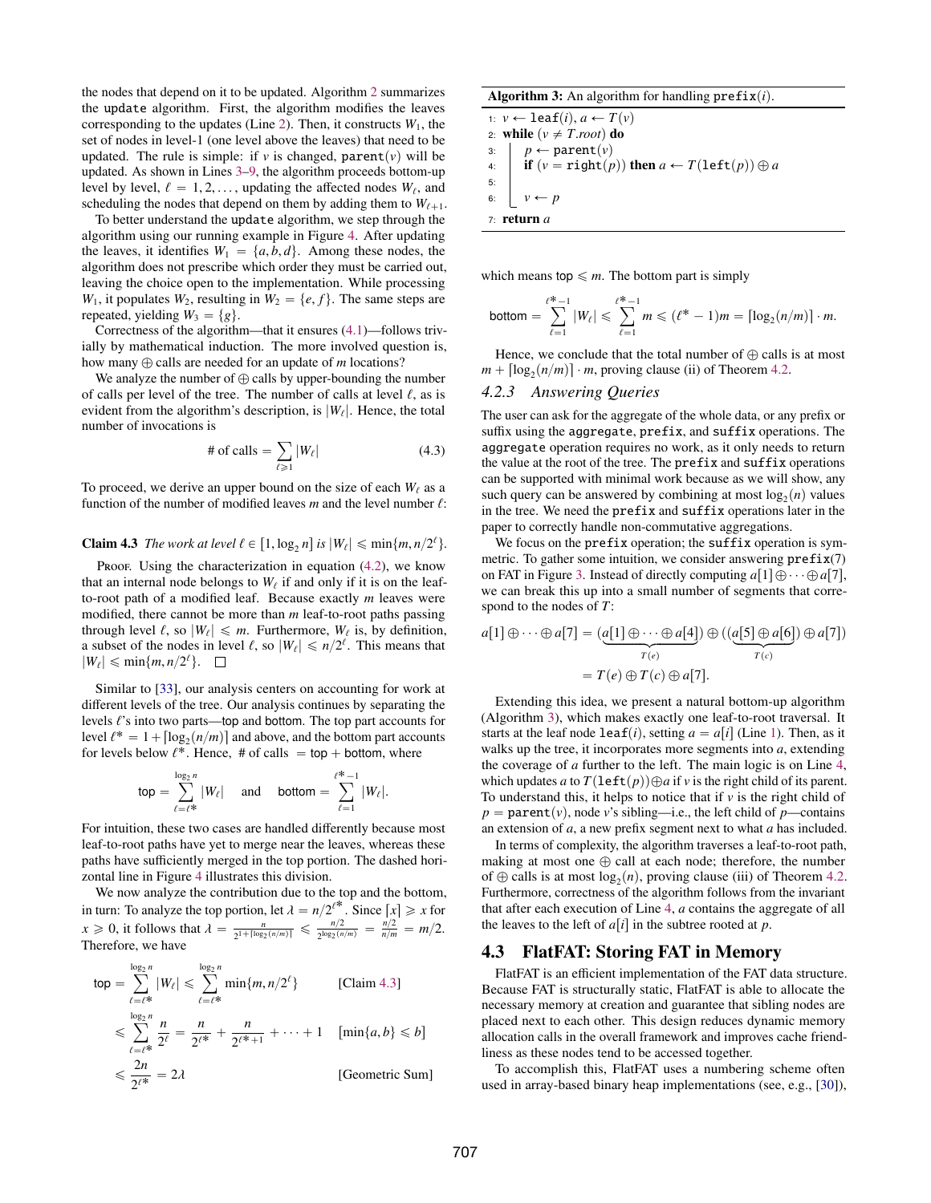the nodes that depend on it to be updated. Algorithm 2 summarizes the `update` algorithm. First, the algorithm modifies the leaves corresponding to the updates (Line 2). Then, it constructs $W_1$, the set of nodes in level-1 (one level above the leaves) that need to be updated. The rule is simple: if $v$ is changed, $\texttt{parent}(v)$ will be updated. As shown in Lines 3–9, the algorithm proceeds bottom-up level by level, $\ell = 1, 2, \ldots$, updating the affected nodes $W_\ell$, and scheduling the nodes that depend on them by adding them to $W_{\ell+1}$.

To better understand the `update` algorithm, we step through the algorithm using our running example in Figure 4. After updating the leaves, it identifies $W_1 = \{a, b, d\}$. Among these nodes, the algorithm does not prescribe which order they must be carried out, leaving the choice open to the implementation. While processing $W_1$, it populates $W_2$, resulting in $W_2 = \{e, f\}$. The same steps are repeated, yielding $W_3 = \{g\}$.

Correctness of the algorithm—that it ensures (4.1)—follows trivially by mathematical induction. The more involved question is, how many $\oplus$ calls are needed for an update of $m$ locations?

We analyze the number of $\oplus$ calls by upper-bounding the number of calls per level of the tree. The number of calls at level $\ell$, as is evident from the algorithm's description, is $|W_\ell|$. Hence, the total number of invocations is

$$\#\text{ of calls} = \sum_{\ell \geqslant 1} |W_\ell| \tag{4.3}$$

To proceed, we derive an upper bound on the size of each $W_\ell$ as a function of the number of modified leaves $m$ and the level number $\ell$:

**Claim 4.3** *The work at level $\ell \in [1, \log_2 n]$ is $|W_\ell| \leqslant \min\{m, n/2^\ell\}$.*

Proof. Using the characterization in equation (4.2), we know that an internal node belongs to $W_\ell$ if and only if it is on the leaf-to-root path of a modified leaf. Because exactly $m$ leaves were modified, there cannot be more than $m$ leaf-to-root paths passing through level $\ell$, so $|W_\ell| \leqslant m$. Furthermore, $W_\ell$ is, by definition, a subset of the nodes in level $\ell$, so $|W_\ell| \leqslant n/2^\ell$. This means that $|W_\ell| \leqslant \min\{m, n/2^\ell\}$. □

Similar to [33], our analysis centers on accounting for work at different levels of the tree. Our analysis continues by separating the levels $\ell$'s into two parts—top and bottom. The top part accounts for level $\ell^* = 1 + \lceil \log_2(n/m) \rceil$ and above, and the bottom part accounts for levels below $\ell^*$. Hence, # of calls = top + bottom, where

$$\text{top} = \sum_{\ell=\ell^*}^{\log_2 n} |W_\ell| \quad \text{and} \quad \text{bottom} = \sum_{\ell=1}^{\ell^*-1} |W_\ell|.$$

For intuition, these two cases are handled differently because most leaf-to-root paths have yet to merge near the leaves, whereas these paths have sufficiently merged in the top portion. The dashed horizontal line in Figure 4 illustrates this division.

We now analyze the contribution due to the top and the bottom, in turn: To analyze the top portion, let $\lambda = n/2^{\ell^*}$. Since $\lceil x \rceil \geqslant x$ for $x \geqslant 0$, it follows that $\lambda = \frac{n}{2^{1+\lceil \log_2(n/m) \rceil}} \leqslant \frac{n/2}{2^{\log_2(n/m)}} = \frac{n/2}{n/m} = m/2$. Therefore, we have

$$\begin{aligned}
\text{top} &= \sum_{\ell=\ell^*}^{\log_2 n} |W_\ell| \leqslant \sum_{\ell=\ell^*}^{\log_2 n} \min\{m, n/2^\ell\} && \text{[Claim 4.3]} \\
&\leqslant \sum_{\ell=\ell^*}^{\log_2 n} \frac{n}{2^\ell} = \frac{n}{2^{\ell^*}} + \frac{n}{2^{\ell^*+1}} + \cdots + 1 && [\min\{a, b\} \leqslant b] \\
&\leqslant \frac{2n}{2^{\ell^*}} = 2\lambda && \text{[Geometric Sum]}
\end{aligned}$$

**Algorithm 3:** An algorithm for handling $\texttt{prefix}(i)$.

```
1: v ← leaf(i), a ← T(v)
2: while (v ≠ T.root) do
3:     p ← parent(v)
4:     if (v = right(p)) then a ← T(left(p)) ⊕ a
5:
6:     v ← p
7: return a
```

which means top $\leqslant m$. The bottom part is simply

$$\text{bottom} = \sum_{\ell=1}^{\ell^*-1} |W_\ell| \leqslant \sum_{\ell=1}^{\ell^*-1} m \leqslant (\ell^* - 1)m = \lceil \log_2(n/m) \rceil \cdot m.$$

Hence, we conclude that the total number of $\oplus$ calls is at most $m + \lceil \log_2(n/m) \rceil \cdot m$, proving clause (ii) of Theorem 4.2.

### 4.2.3 Answering Queries

The user can ask for the aggregate of the whole data, or any prefix or suffix using the `aggregate`, `prefix`, and `suffix` operations. The `aggregate` operation requires no work, as it only needs to return the value at the root of the tree. The `prefix` and `suffix` operations can be supported with minimal work because as we will show, any such query can be answered by combining at most $\log_2(n)$ values in the tree. We need the `prefix` and `suffix` operations later in the paper to correctly handle non-commutative aggregations.

We focus on the `prefix` operation; the `suffix` operation is symmetric. To gather some intuition, we consider answering $\texttt{prefix}(7)$ on FAT in Figure 3. Instead of directly computing $a[1] \oplus \cdots \oplus a[7]$, we can break this up into a small number of segments that correspond to the nodes of $T$:

$$\begin{aligned}
a[1] \oplus \cdots \oplus a[7] &= (\underbrace{a[1] \oplus \cdots \oplus a[4]}_{T(e)}) \oplus ((\underbrace{a[5] \oplus a[6]}_{T(c)}) \oplus a[7]) \\
&= T(e) \oplus T(c) \oplus a[7].
\end{aligned}$$

Extending this idea, we present a natural bottom-up algorithm (Algorithm 3), which makes exactly one leaf-to-root traversal. It starts at the leaf node $\texttt{leaf}(i)$, setting $a = a[i]$ (Line 1). Then, as it walks up the tree, it incorporates more segments into $a$, extending the coverage of $a$ further to the left. The main logic is on Line 4, which updates $a$ to $T(\texttt{left}(p)) \oplus a$ if $v$ is the right child of its parent. To understand this, it helps to notice that if $v$ is the right child of $p = \texttt{parent}(v)$, node $v$'s sibling—i.e., the left child of $p$—contains an extension of $a$, a new prefix segment next to what $a$ has included.

In terms of complexity, the algorithm traverses a leaf-to-root path, making at most one $\oplus$ call at each node; therefore, the number of $\oplus$ calls is at most $\log_2(n)$, proving clause (iii) of Theorem 4.2. Furthermore, correctness of the algorithm follows from the invariant that after each execution of Line 4, $a$ contains the aggregate of all the leaves to the left of $a[i]$ in the subtree rooted at $p$.

## 4.3 FlatFAT: Storing FAT in Memory

FlatFAT is an efficient implementation of the FAT data structure. Because FAT is structurally static, FlatFAT is able to allocate the necessary memory at creation and guarantee that sibling nodes are placed next to each other. This design reduces dynamic memory allocation calls in the overall framework and improves cache friendliness as these nodes tend to be accessed together.

To accomplish this, FlatFAT uses a numbering scheme often used in array-based binary heap implementations (see, e.g., [30]),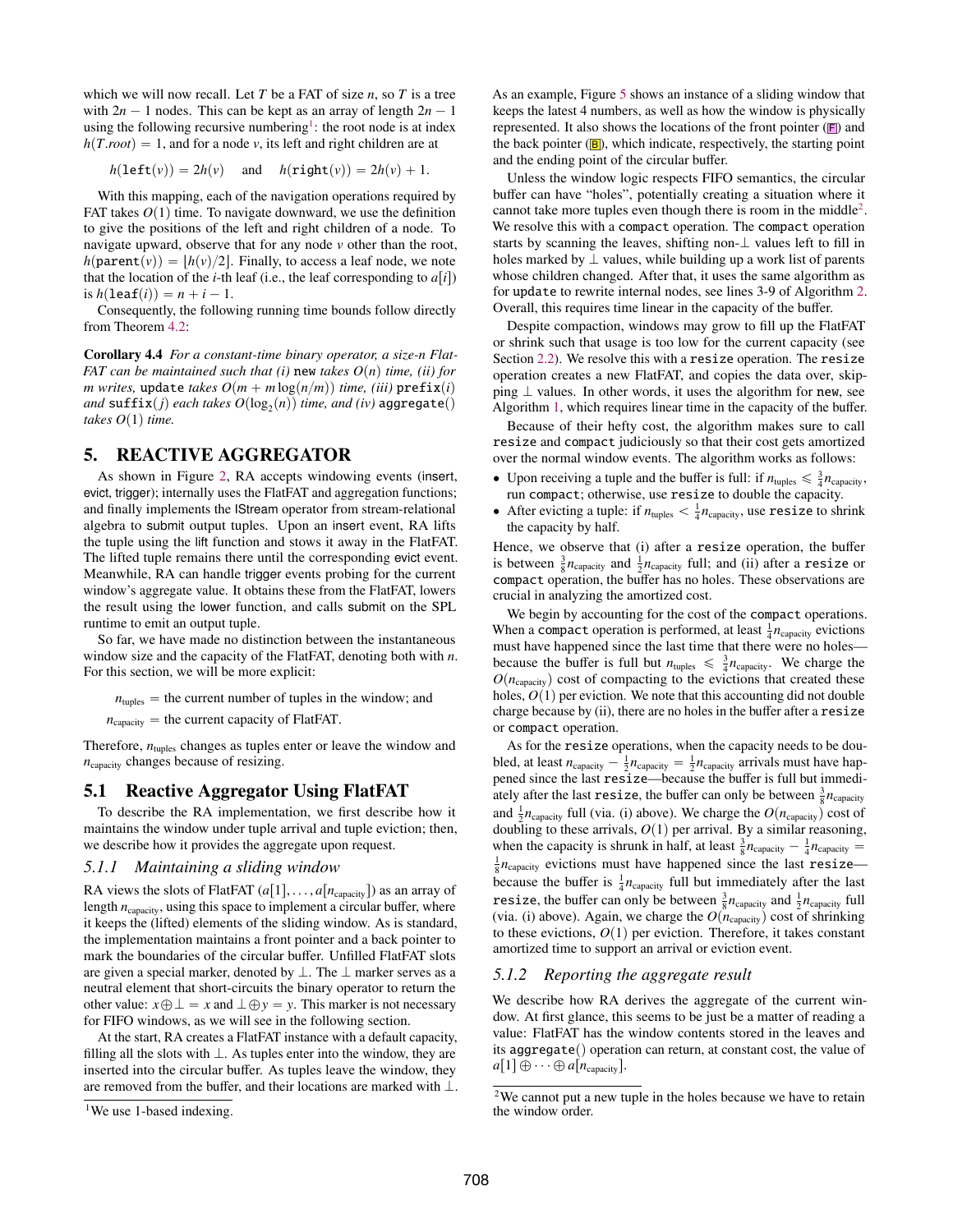which we will now recall. Let $T$ be a FAT of size $n$, so $T$ is a tree with $2n - 1$ nodes. This can be kept as an array of length $2n - 1$ using the following recursive numbering[1]: the root node is at index $h(T.root) = 1$, and for a node $v$, its left and right children are at

$$h(\texttt{left}(v)) = 2h(v) \quad \text{and} \quad h(\texttt{right}(v)) = 2h(v) + 1.$$

With this mapping, each of the navigation operations required by FAT takes $O(1)$ time. To navigate downward, we use the definition to give the positions of the left and right children of a node. To navigate upward, observe that for any node $v$ other than the root, $h(\texttt{parent}(v)) = \lfloor h(v)/2 \rfloor$. Finally, to access a leaf node, we note that the location of the $i$-th leaf (i.e., the leaf corresponding to $a[i]$) is $h(\texttt{leaf}(i)) = n + i - 1$.

Consequently, the following running time bounds follow directly from Theorem 4.2:

**Corollary 4.4** *For a constant-time binary operator, a size-n FlatFAT can be maintained such that (i)* `new` *takes $O(n)$ time, (ii) for $m$ writes,* `update` *takes $O(m + m \log(n/m))$ time, (iii)* `prefix`$(i)$ *and* `suffix`$(j)$ *each takes $O(\log_2(n))$ time, and (iv)* `aggregate`$()$ *takes $O(1)$ time.*

## 5. REACTIVE AGGREGATOR

As shown in Figure 2, RA accepts windowing events (insert, evict, trigger); internally uses the FlatFAT and aggregation functions; and finally implements the IStream operator from stream-relational algebra to submit output tuples. Upon an insert event, RA lifts the tuple using the lift function and stows it away in the FlatFAT. The lifted tuple remains there until the corresponding evict event. Meanwhile, RA can handle trigger events probing for the current window's aggregate value. It obtains these from the FlatFAT, lowers the result using the lower function, and calls submit on the SPL runtime to emit an output tuple.

So far, we have made no distinction between the instantaneous window size and the capacity of the FlatFAT, denoting both with $n$. For this section, we will be more explicit:

$n_{\text{tuples}}$ = the current number of tuples in the window; and

$n_{\text{capacity}}$ = the current capacity of FlatFAT.

Therefore, $n_{\text{tuples}}$ changes as tuples enter or leave the window and $n_{\text{capacity}}$ changes because of resizing.

### 5.1 Reactive Aggregator Using FlatFAT

To describe the RA implementation, we first describe how it maintains the window under tuple arrival and tuple eviction; then, we describe how it provides the aggregate upon request.

#### *5.1.1 Maintaining a sliding window*

RA views the slots of FlatFAT ($a[1], \ldots, a[n_{\text{capacity}}]$) as an array of length $n_{\text{capacity}}$, using this space to implement a circular buffer, where it keeps the (lifted) elements of the sliding window. As is standard, the implementation maintains a front pointer and a back pointer to mark the boundaries of the circular buffer. Unfilled FlatFAT slots are given a special marker, denoted by $\perp$. The $\perp$ marker serves as a neutral element that short-circuits the binary operator to return the other value: $x \oplus \perp = x$ and $\perp \oplus y = y$. This marker is not necessary for FIFO windows, as we will see in the following section.

At the start, RA creates a FlatFAT instance with a default capacity, filling all the slots with $\perp$. As tuples enter into the window, they are inserted into the circular buffer. As tuples leave the window, they are removed from the buffer, and their locations are marked with $\perp$.

[1] We use 1-based indexing.

As an example, Figure 5 shows an instance of a sliding window that keeps the latest 4 numbers, as well as how the window is physically represented. It also shows the locations of the front pointer (F) and the back pointer (B), which indicate, respectively, the starting point and the ending point of the circular buffer.

Unless the window logic respects FIFO semantics, the circular buffer can have "holes", potentially creating a situation where it cannot take more tuples even though there is room in the middle[2]. We resolve this with a `compact` operation. The `compact` operation starts by scanning the leaves, shifting non-$\perp$ values left to fill in holes marked by $\perp$ values, while building up a work list of parents whose children changed. After that, it uses the same algorithm as for `update` to rewrite internal nodes, see lines 3-9 of Algorithm 2. Overall, this requires time linear in the capacity of the buffer.

Despite compaction, windows may grow to fill up the FlatFAT or shrink such that usage is too low for the current capacity (see Section 2.2). We resolve this with a `resize` operation. The `resize` operation creates a new FlatFAT, and copies the data over, skipping $\perp$ values. In other words, it uses the algorithm for `new`, see Algorithm 1, which requires linear time in the capacity of the buffer.

Because of their hefty cost, the algorithm makes sure to call `resize` and `compact` judiciously so that their cost gets amortized over the normal window events. The algorithm works as follows:

- Upon receiving a tuple and the buffer is full: if $n_{\text{tuples}} \leqslant \frac{3}{4} n_{\text{capacity}}$, run `compact`; otherwise, use `resize` to double the capacity.
- After evicting a tuple: if $n_{\text{tuples}} < \frac{1}{4} n_{\text{capacity}}$, use `resize` to shrink the capacity by half.

Hence, we observe that (i) after a `resize` operation, the buffer is between $\frac{3}{8} n_{\text{capacity}}$ and $\frac{1}{2} n_{\text{capacity}}$ full; and (ii) after a `resize` or `compact` operation, the buffer has no holes. These observations are crucial in analyzing the amortized cost.

We begin by accounting for the cost of the `compact` operations. When a `compact` operation is performed, at least $\frac{1}{4} n_{\text{capacity}}$ evictions must have happened since the last time that there were no holes—because the buffer is full but $n_{\text{tuples}} \leqslant \frac{3}{4} n_{\text{capacity}}$. We charge the $O(n_{\text{capacity}})$ cost of compacting to the evictions that created these holes, $O(1)$ per eviction. We note that this accounting did not double charge because by (ii), there are no holes in the buffer after a `resize` or `compact` operation.

As for the `resize` operations, when the capacity needs to be doubled, at least $n_{\text{capacity}} - \frac{1}{2} n_{\text{capacity}} = \frac{1}{2} n_{\text{capacity}}$ arrivals must have happened since the last `resize`—because the buffer is full but immediately after the last `resize`, the buffer can only be between $\frac{3}{8} n_{\text{capacity}}$ and $\frac{1}{2} n_{\text{capacity}}$ full (via. (i) above). We charge the $O(n_{\text{capacity}})$ cost of doubling to these arrivals, $O(1)$ per arrival. By a similar reasoning, when the capacity is shrunk in half, at least $\frac{3}{8} n_{\text{capacity}} - \frac{1}{4} n_{\text{capacity}} = \frac{1}{8} n_{\text{capacity}}$ evictions must have happened since the last `resize`—because the buffer is $\frac{1}{4} n_{\text{capacity}}$ full but immediately after the last `resize`, the buffer can only be between $\frac{3}{8} n_{\text{capacity}}$ and $\frac{1}{2} n_{\text{capacity}}$ full (via. (i) above). Again, we charge the $O(n_{\text{capacity}})$ cost of shrinking to these evictions, $O(1)$ per eviction. Therefore, it takes constant amortized time to support an arrival or eviction event.

#### *5.1.2 Reporting the aggregate result*

We describe how RA derives the aggregate of the current window. At first glance, this seems to be just be a matter of reading a value: FlatFAT has the window contents stored in the leaves and its `aggregate()` operation can return, at constant cost, the value of $a[1] \oplus \cdots \oplus a[n_{\text{capacity}}]$.

[2] We cannot put a new tuple in the holes because we have to retain the window order.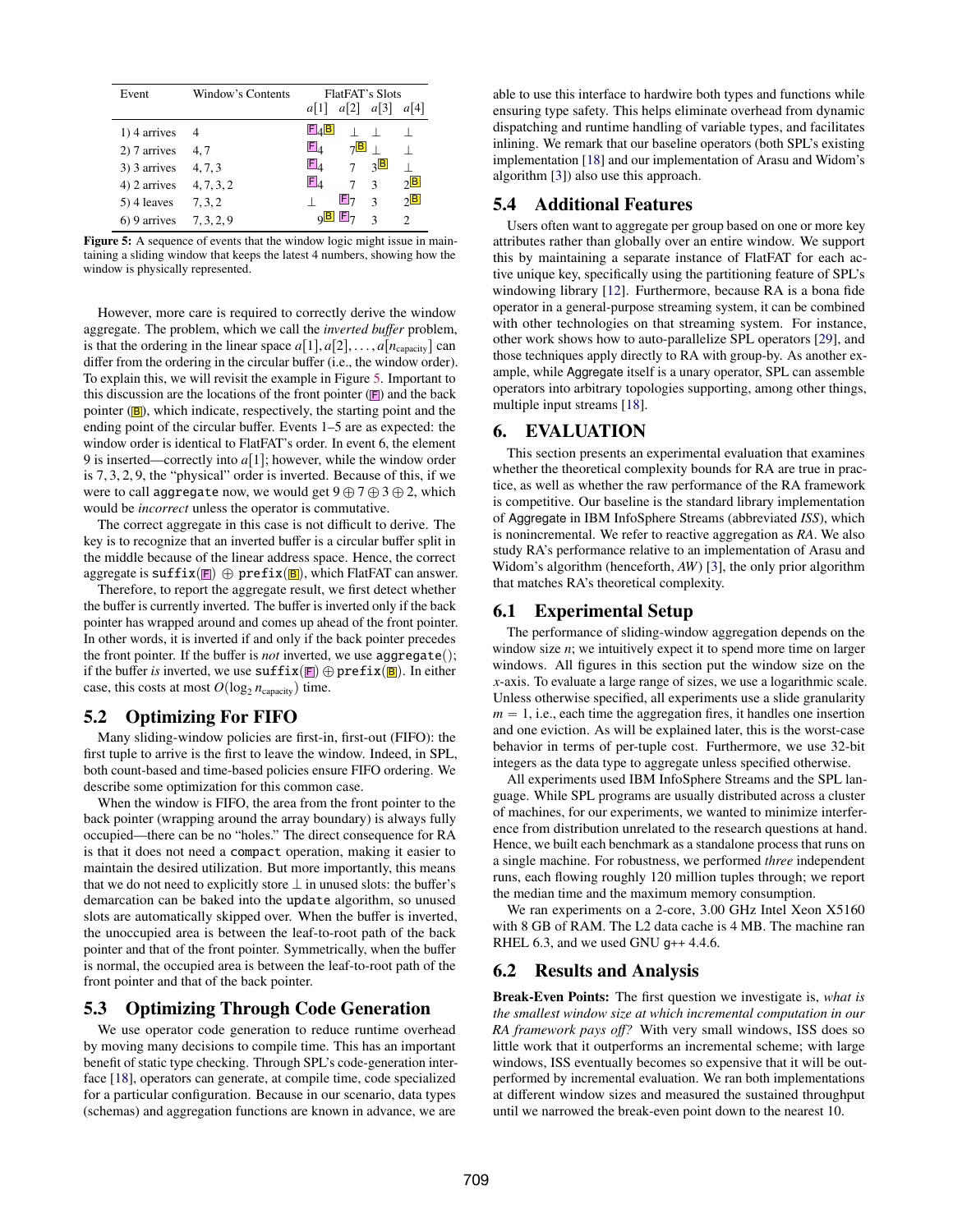| Event | Window's Contents | FlatFAT's Slots | | | |
|---|---|---|---|---|---|
| | | $a[1]$ | $a[2]$ | $a[3]$ | $a[4]$ |
| 1) 4 arrives | 4 | F 4 B | ⊥ | ⊥ | ⊥ |
| 2) 7 arrives | 4, 7 | F 4 | 7 B | ⊥ | ⊥ |
| 3) 3 arrives | 4, 7, 3 | F 4 | 7 | 3 B | ⊥ |
| 4) 2 arrives | 4, 7, 3, 2 | F 4 | 7 | 3 | 2 B |
| 5) 4 leaves | 7, 3, 2 | ⊥ | F 7 | 3 | 2 B |
| 6) 9 arrives | 7, 3, 2, 9 | 9 B | F 7 | 3 | 2 |

**Figure 5:** A sequence of events that the window logic might issue in maintaining a sliding window that keeps the latest 4 numbers, showing how the window is physically represented.

However, more care is required to correctly derive the window aggregate. The problem, which we call the *inverted buffer* problem, is that the ordering in the linear space $a[1], a[2], \ldots, a[n_{\text{capacity}}]$ can differ from the ordering in the circular buffer (i.e., the window order). To explain this, we will revisit the example in Figure 5. Important to this discussion are the locations of the front pointer (F) and the back pointer (B), which indicate, respectively, the starting point and the ending point of the circular buffer. Events 1–5 are as expected: the window order is identical to FlatFAT's order. In event 6, the element 9 is inserted—correctly into $a[1]$; however, while the window order is 7, 3, 2, 9, the "physical" order is inverted. Because of this, if we were to call `aggregate` now, we would get $9 \oplus 7 \oplus 3 \oplus 2$, which would be *incorrect* unless the operator is commutative.

The correct aggregate in this case is not difficult to derive. The key is to recognize that an inverted buffer is a circular buffer split in the middle because of the linear address space. Hence, the correct aggregate is `suffix`(F) $\oplus$ `prefix`(B), which FlatFAT can answer.

Therefore, to report the aggregate result, we first detect whether the buffer is currently inverted. The buffer is inverted only if the back pointer has wrapped around and comes up ahead of the front pointer. In other words, it is inverted if and only if the back pointer precedes the front pointer. If the buffer is *not* inverted, we use `aggregate`(); if the buffer *is* inverted, we use `suffix`(F) $\oplus$ `prefix`(B). In either case, this costs at most $O(\log_2 n_{\text{capacity}})$ time.

## 5.2 Optimizing For FIFO

Many sliding-window policies are first-in, first-out (FIFO): the first tuple to arrive is the first to leave the window. Indeed, in SPL, both count-based and time-based policies ensure FIFO ordering. We describe some optimization for this common case.

When the window is FIFO, the area from the front pointer to the back pointer (wrapping around the array boundary) is always fully occupied—there can be no "holes." The direct consequence for RA is that it does not need a `compact` operation, making it easier to maintain the desired utilization. But more importantly, this means that we do not need to explicitly store ⊥ in unused slots: the buffer's demarcation can be baked into the `update` algorithm, so unused slots are automatically skipped over. When the buffer is inverted, the unoccupied area is between the leaf-to-root path of the back pointer and that of the front pointer. Symmetrically, when the buffer is normal, the occupied area is between the leaf-to-root path of the front pointer and that of the back pointer.

## 5.3 Optimizing Through Code Generation

We use operator code generation to reduce runtime overhead by moving many decisions to compile time. This has an important benefit of static type checking. Through SPL's code-generation interface [18], operators can generate, at compile time, code specialized for a particular configuration. Because in our scenario, data types (schemas) and aggregation functions are known in advance, we are able to use this interface to hardwire both types and functions while ensuring type safety. This helps eliminate overhead from dynamic dispatching and runtime handling of variable types, and facilitates inlining. We remark that our baseline operators (both SPL's existing implementation [18] and our implementation of Arasu and Widom's algorithm [3]) also use this approach.

## 5.4 Additional Features

Users often want to aggregate per group based on one or more key attributes rather than globally over an entire window. We support this by maintaining a separate instance of FlatFAT for each active unique key, specifically using the partitioning feature of SPL's windowing library [12]. Furthermore, because RA is a bona fide operator in a general-purpose streaming system, it can be combined with other technologies on that streaming system. For instance, other work shows how to auto-parallelize SPL operators [29], and those techniques apply directly to RA with group-by. As another example, while Aggregate itself is a unary operator, SPL can assemble operators into arbitrary topologies supporting, among other things, multiple input streams [18].

# 6. EVALUATION

This section presents an experimental evaluation that examines whether the theoretical complexity bounds for RA are true in practice, as well as whether the raw performance of the RA framework is competitive. Our baseline is the standard library implementation of Aggregate in IBM InfoSphere Streams (abbreviated *ISS*), which is nonincremental. We refer to reactive aggregation as *RA*. We also study RA's performance relative to an implementation of Arasu and Widom's algorithm (henceforth, *AW*) [3], the only prior algorithm that matches RA's theoretical complexity.

## 6.1 Experimental Setup

The performance of sliding-window aggregation depends on the window size $n$; we intuitively expect it to spend more time on larger windows. All figures in this section put the window size on the $x$-axis. To evaluate a large range of sizes, we use a logarithmic scale. Unless otherwise specified, all experiments use a slide granularity $m = 1$, i.e., each time the aggregation fires, it handles one insertion and one eviction. As will be explained later, this is the worst-case behavior in terms of per-tuple cost. Furthermore, we use 32-bit integers as the data type to aggregate unless specified otherwise.

All experiments used IBM InfoSphere Streams and the SPL language. While SPL programs are usually distributed across a cluster of machines, for our experiments, we wanted to minimize interference from distribution unrelated to the research questions at hand. Hence, we built each benchmark as a standalone process that runs on a single machine. For robustness, we performed *three* independent runs, each flowing roughly 120 million tuples through; we report the median time and the maximum memory consumption.

We ran experiments on a 2-core, 3.00 GHz Intel Xeon X5160 with 8 GB of RAM. The L2 data cache is 4 MB. The machine ran RHEL 6.3, and we used GNU g++ 4.4.6.

## 6.2 Results and Analysis

**Break-Even Points:** The first question we investigate is, *what is the smallest window size at which incremental computation in our RA framework pays off?* With very small windows, ISS does so little work that it outperforms an incremental scheme; with large windows, ISS eventually becomes so expensive that it will be outperformed by incremental evaluation. We ran both implementations at different window sizes and measured the sustained throughput until we narrowed the break-even point down to the nearest 10.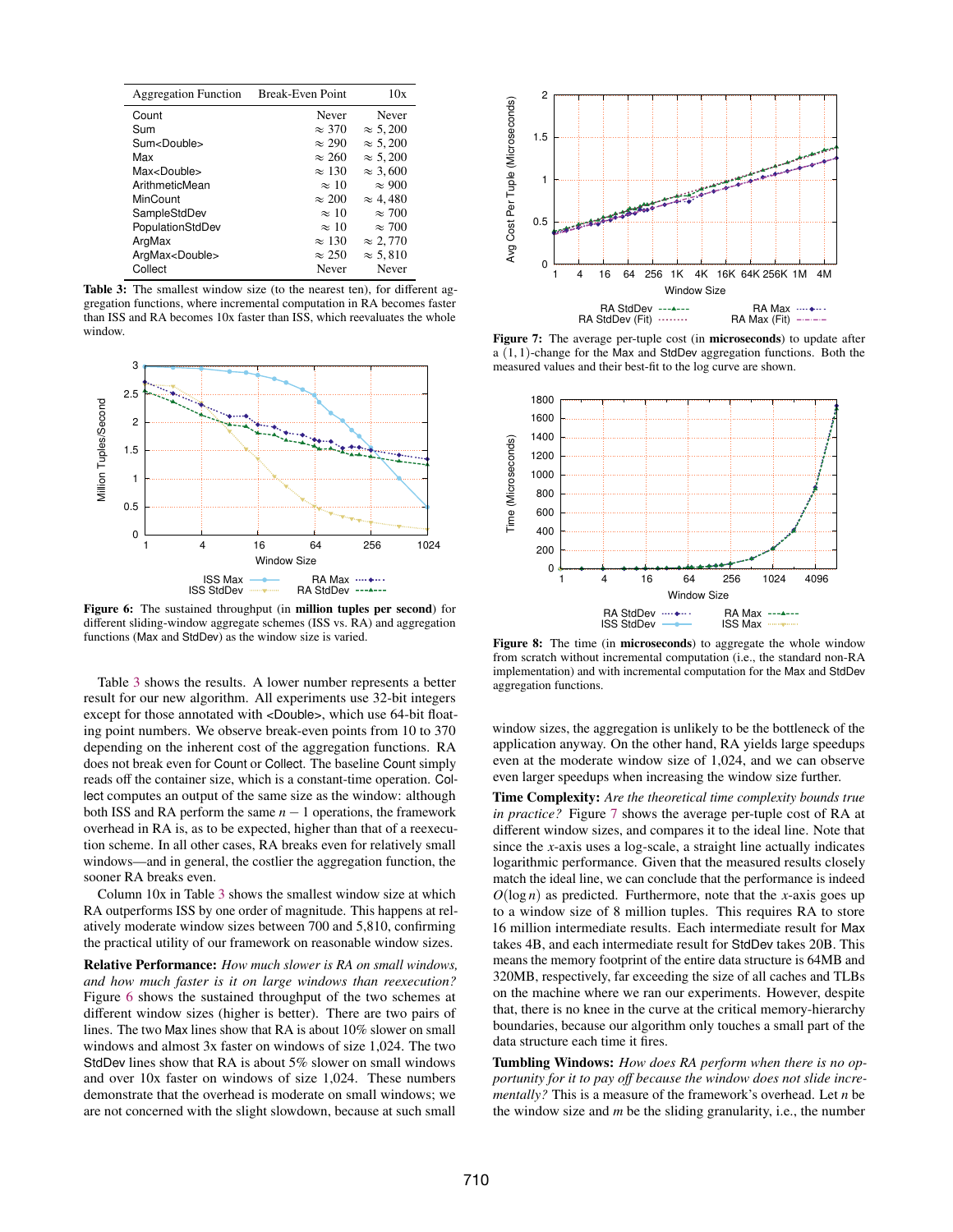| Aggregation Function | Break-Even Point | 10x |
|---|---|---|
| Count | Never | Never |
| Sum | $\approx 370$ | $\approx 5,200$ |
| Sum<Double> | $\approx 290$ | $\approx 5,200$ |
| Max | $\approx 260$ | $\approx 5,200$ |
| Max<Double> | $\approx 130$ | $\approx 3,600$ |
| ArithmeticMean | $\approx 10$ | $\approx 900$ |
| MinCount | $\approx 200$ | $\approx 4,480$ |
| SampleStdDev | $\approx 10$ | $\approx 700$ |
| PopulationStdDev | $\approx 10$ | $\approx 700$ |
| ArgMax | $\approx 130$ | $\approx 2,770$ |
| ArgMax<Double> | $\approx 250$ | $\approx 5,810$ |
| Collect | Never | Never |

**Table 3:** The smallest window size (to the nearest ten), for different aggregation functions, where incremental computation in RA becomes faster than ISS and RA becomes 10x faster than ISS, which reevaluates the whole window.

**Figure 6:** The sustained throughput (in **million tuples per second**) for different sliding-window aggregate schemes (ISS vs. RA) and aggregation functions (Max and StdDev) as the window size is varied.

Table 3 shows the results. A lower number represents a better result for our new algorithm. All experiments use 32-bit integers except for those annotated with <Double>, which use 64-bit floating point numbers. We observe break-even points from 10 to 370 depending on the inherent cost of the aggregation functions. RA does not break even for Count or Collect. The baseline Count simply reads off the container size, which is a constant-time operation. Collect computes an output of the same size as the window: although both ISS and RA perform the same $n-1$ operations, the framework overhead in RA is, as to be expected, higher than that of a reexecution scheme. In all other cases, RA breaks even for relatively small windows—and in general, the costlier the aggregation function, the sooner RA breaks even.

Column 10x in Table 3 shows the smallest window size at which RA outperforms ISS by one order of magnitude. This happens at relatively moderate window sizes between 700 and 5,810, confirming the practical utility of our framework on reasonable window sizes.

**Relative Performance:** *How much slower is RA on small windows, and how much faster is it on large windows than reexecution?* Figure 6 shows the sustained throughput of the two schemes at different window sizes (higher is better). There are two pairs of lines. The two Max lines show that RA is about 10% slower on small windows and almost 3x faster on windows of size 1,024. The two StdDev lines show that RA is about 5% slower on small windows and over 10x faster on windows of size 1,024. These numbers demonstrate that the overhead is moderate on small windows; we are not concerned with the slight slowdown, because at such small window sizes, the aggregation is unlikely to be the bottleneck of the application anyway. On the other hand, RA yields large speedups even at the moderate window size of 1,024, and we can observe even larger speedups when increasing the window size further.

**Figure 7:** The average per-tuple cost (in **microseconds**) to update after a $(1,1)$-change for the Max and StdDev aggregation functions. Both the measured values and their best-fit to the log curve are shown.

**Figure 8:** The time (in **microseconds**) to aggregate the whole window from scratch without incremental computation (i.e., the standard non-RA implementation) and with incremental computation for the Max and StdDev aggregation functions.

**Time Complexity:** *Are the theoretical time complexity bounds true in practice?* Figure 7 shows the average per-tuple cost of RA at different window sizes, and compares it to the ideal line. Note that since the $x$-axis uses a log-scale, a straight line actually indicates logarithmic performance. Given that the measured results closely match the ideal line, we can conclude that the performance is indeed $O(\log n)$ as predicted. Furthermore, note that the $x$-axis goes up to a window size of 8 million tuples. This requires RA to store 16 million intermediate results. Each intermediate result for Max takes 4B, and each intermediate result for StdDev takes 20B. This means the memory footprint of the entire data structure is 64MB and 320MB, respectively, far exceeding the size of all caches and TLBs on the machine where we ran our experiments. However, despite that, there is no knee in the curve at the critical memory-hierarchy boundaries, because our algorithm only touches a small part of the data structure each time it fires.

**Tumbling Windows:** *How does RA perform when there is no opportunity for it to pay off because the window does not slide incrementally?* This is a measure of the framework's overhead. Let $n$ be the window size and $m$ be the sliding granularity, i.e., the number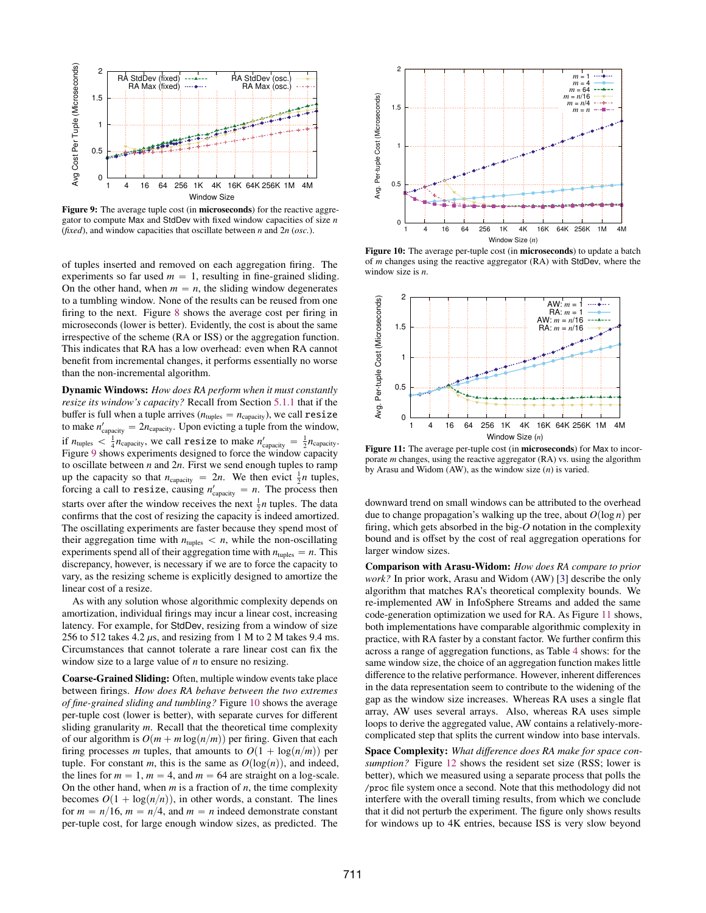**Figure 9:** The average tuple cost (in **microseconds**) for the reactive aggregator to compute Max and StdDev with fixed window capacities of size $n$ (*fixed*), and window capacities that oscillate between $n$ and $2n$ (*osc.*).

of tuples inserted and removed on each aggregation firing. The experiments so far used $m = 1$, resulting in fine-grained sliding. On the other hand, when $m = n$, the sliding window degenerates to a tumbling window. None of the results can be reused from one firing to the next. Figure 8 shows the average cost per firing in microseconds (lower is better). Evidently, the cost is about the same irrespective of the scheme (RA or ISS) or the aggregation function. This indicates that RA has a low overhead: even when RA cannot benefit from incremental changes, it performs essentially no worse than the non-incremental algorithm.

**Dynamic Windows:** *How does RA perform when it must constantly resize its window's capacity?* Recall from Section 5.1.1 that if the buffer is full when a tuple arrives ($n_{\text{tuples}} = n_{\text{capacity}}$), we call `resize` to make $n'_{\text{capacity}} = 2n_{\text{capacity}}$. Upon evicting a tuple from the window, if $n_{\text{tuples}} < \frac{1}{4}n_{\text{capacity}}$, we call `resize` to make $n'_{\text{capacity}} = \frac{1}{2}n_{\text{capacity}}$. Figure 9 shows experiments designed to force the window capacity to oscillate between $n$ and $2n$. First we send enough tuples to ramp up the capacity so that $n_{\text{capacity}} = 2n$. We then evict $\frac{1}{2}n$ tuples, forcing a call to `resize`, causing $n'_{\text{capacity}} = n$. The process then starts over after the window receives the next $\frac{1}{2}n$ tuples. The data confirms that the cost of resizing the capacity is indeed amortized. The oscillating experiments are faster because they spend most of their aggregation time with $n_{\text{tuples}} < n$, while the non-oscillating experiments spend all of their aggregation time with $n_{\text{tuples}} = n$. This discrepancy, however, is necessary if we are to force the capacity to vary, as the resizing scheme is explicitly designed to amortize the linear cost of a resize.

As with any solution whose algorithmic complexity depends on amortization, individual firings may incur a linear cost, increasing latency. For example, for StdDev, resizing from a window of size 256 to 512 takes 4.2 $\mu$s, and resizing from 1 M to 2 M takes 9.4 ms. Circumstances that cannot tolerate a rare linear cost can fix the window size to a large value of $n$ to ensure no resizing.

**Coarse-Grained Sliding:** Often, multiple window events take place between firings. *How does RA behave between the two extremes of fine-grained sliding and tumbling?* Figure 10 shows the average per-tuple cost (lower is better), with separate curves for different sliding granularity $m$. Recall that the theoretical time complexity of our algorithm is $O(m + m\log(n/m))$ per firing. Given that each firing processes $m$ tuples, that amounts to $O(1 + \log(n/m))$ per tuple. For constant $m$, this is the same as $O(\log(n))$, and indeed, the lines for $m = 1$, $m = 4$, and $m = 64$ are straight on a log-scale. On the other hand, when $m$ is a fraction of $n$, the time complexity becomes $O(1 + \log(n/n))$, in other words, a constant. The lines for $m = n/16$, $m = n/4$, and $m = n$ indeed demonstrate constant per-tuple cost, for large enough window sizes, as predicted. The downward trend on small windows can be attributed to the overhead due to change propagation's walking up the tree, about $O(\log n)$ per firing, which gets absorbed in the big-$O$ notation in the complexity bound and is offset by the cost of real aggregation operations for larger window sizes.

**Figure 10:** The average per-tuple cost (in **microseconds**) to update a batch of $m$ changes using the reactive aggregator (RA) with StdDev, where the window size is $n$.

**Figure 11:** The average per-tuple cost (in **microseconds**) for Max to incorporate $m$ changes, using the reactive aggregator (RA) vs. using the algorithm by Arasu and Widom (AW), as the window size ($n$) is varied.

**Comparison with Arasu-Widom:** *How does RA compare to prior work?* In prior work, Arasu and Widom (AW) [3] describe the only algorithm that matches RA's theoretical complexity bounds. We re-implemented AW in InfoSphere Streams and added the same code-generation optimization we used for RA. As Figure 11 shows, both implementations have comparable algorithmic complexity in practice, with RA faster by a constant factor. We further confirm this across a range of aggregation functions, as Table 4 shows: for the same window size, the choice of an aggregation function makes little difference to the relative performance. However, inherent differences in the data representation seem to contribute to the widening of the gap as the window size increases. Whereas RA uses a single flat array, AW uses several arrays. Also, whereas RA uses simple loops to derive the aggregated value, AW contains a relatively-more-complicated step that splits the current window into base intervals.

**Space Complexity:** *What difference does RA make for space consumption?* Figure 12 shows the resident set size (RSS; lower is better), which we measured using a separate process that polls the `/proc` file system once a second. Note that this methodology did not interfere with the overall timing results, from which we conclude that it did not perturb the experiment. The figure only shows results for windows up to 4K entries, because ISS is very slow beyond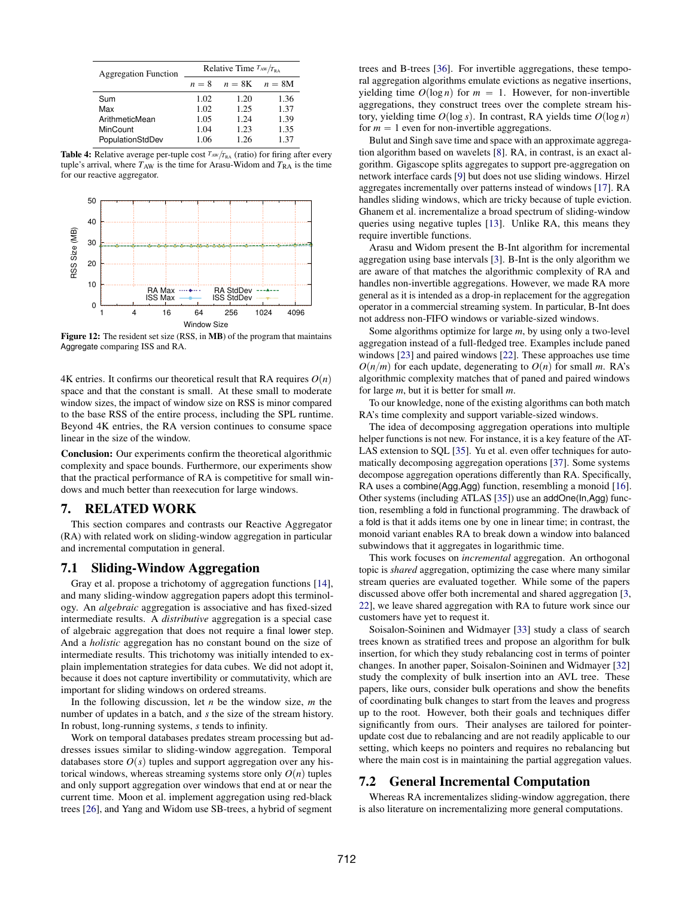| Aggregation Function | Relative Time $T_{AW}/T_{RA}$ | | |
|---|---|---|---|
| | $n = 8$ | $n = 8K$ | $n = 8M$ |
| Sum | 1.02 | 1.20 | 1.36 |
| Max | 1.02 | 1.25 | 1.37 |
| ArithmeticMean | 1.05 | 1.24 | 1.39 |
| MinCount | 1.04 | 1.23 | 1.35 |
| PopulationStdDev | 1.06 | 1.26 | 1.37 |

**Table 4:** Relative average per-tuple cost $T_{AW}/T_{RA}$ (ratio) for firing after every tuple's arrival, where $T_{AW}$ is the time for Arasu-Widom and $T_{RA}$ is the time for our reactive aggregator.

**Figure 12:** The resident set size (RSS, in **MB**) of the program that maintains Aggregate comparing ISS and RA.

4K entries. It confirms our theoretical result that RA requires $O(n)$ space and that the constant is small. At these small to moderate window sizes, the impact of window size on RSS is minor compared to the base RSS of the entire process, including the SPL runtime. Beyond 4K entries, the RA version continues to consume space linear in the size of the window.

**Conclusion:** Our experiments confirm the theoretical algorithmic complexity and space bounds. Furthermore, our experiments show that the practical performance of RA is competitive for small windows and much better than reexecution for large windows.

# 7. RELATED WORK

This section compares and contrasts our Reactive Aggregator (RA) with related work on sliding-window aggregation in particular and incremental computation in general.

## 7.1 Sliding-Window Aggregation

Gray et al. propose a trichotomy of aggregation functions [14], and many sliding-window aggregation papers adopt this terminology. An *algebraic* aggregation is associative and has fixed-sized intermediate results. A *distributive* aggregation is a special case of algebraic aggregation that does not require a final lower step. And a *holistic* aggregation has no constant bound on the size of intermediate results. This trichotomy was initially intended to explain implementation strategies for data cubes. We did not adopt it, because it does not capture invertibility or commutativity, which are important for sliding windows on ordered streams.

In the following discussion, let $n$ be the window size, $m$ the number of updates in a batch, and $s$ the size of the stream history. In robust, long-running systems, $s$ tends to infinity.

Work on temporal databases predates stream processing but addresses issues similar to sliding-window aggregation. Temporal databases store $O(s)$ tuples and support aggregation over any historical windows, whereas streaming systems store only $O(n)$ tuples and only support aggregation over windows that end at or near the current time. Moon et al. implement aggregation using red-black trees [26], and Yang and Widom use SB-trees, a hybrid of segment trees and B-trees [36]. For invertible aggregations, these temporal aggregation algorithms emulate evictions as negative insertions, yielding time $O(\log n)$ for $m = 1$. However, for non-invertible aggregations, they construct trees over the complete stream history, yielding time $O(\log s)$. In contrast, RA yields time $O(\log n)$ for $m = 1$ even for non-invertible aggregations.

Bulut and Singh save time and space with an approximate aggregation algorithm based on wavelets [8]. RA, in contrast, is an exact algorithm. Gigascope splits aggregates to support pre-aggregation on network interface cards [9] but does not use sliding windows. Hirzel aggregates incrementally over patterns instead of windows [17]. RA handles sliding windows, which are tricky because of tuple eviction. Ghanem et al. incrementalize a broad spectrum of sliding-window queries using negative tuples [13]. Unlike RA, this means they require invertible functions.

Arasu and Widom present the B-Int algorithm for incremental aggregation using base intervals [3]. B-Int is the only algorithm we are aware of that matches the algorithmic complexity of RA and handles non-invertible aggregations. However, we made RA more general as it is intended as a drop-in replacement for the aggregation operator in a commercial streaming system. In particular, B-Int does not address non-FIFO windows or variable-sized windows.

Some algorithms optimize for large $m$, by using only a two-level aggregation instead of a full-fledged tree. Examples include paned windows [23] and paired windows [22]. These approaches use time $O(n/m)$ for each update, degenerating to $O(n)$ for small $m$. RA's algorithmic complexity matches that of paned and paired windows for large $m$, but it is better for small $m$.

To our knowledge, none of the existing algorithms can both match RA's time complexity and support variable-sized windows.

The idea of decomposing aggregation operations into multiple helper functions is not new. For instance, it is a key feature of the ATLAS extension to SQL [35]. Yu et al. even offer techniques for automatically decomposing aggregation operations [37]. Some systems decompose aggregation operations differently than RA. Specifically, RA uses a combine(Agg,Agg) function, resembling a monoid [16]. Other systems (including ATLAS [35]) use an addOne(In,Agg) function, resembling a fold in functional programming. The drawback of a fold is that it adds items one by one in linear time; in contrast, the monoid variant enables RA to break down a window into balanced subwindows that it aggregates in logarithmic time.

This work focuses on *incremental* aggregation. An orthogonal topic is *shared* aggregation, optimizing the case where many similar stream queries are evaluated together. While some of the papers discussed above offer both incremental and shared aggregation [3, 22], we leave shared aggregation with RA to future work since our customers have yet to request it.

Soisalon-Soininen and Widmayer [33] study a class of search trees known as stratified trees and propose an algorithm for bulk insertion, for which they study rebalancing cost in terms of pointer changes. In another paper, Soisalon-Soininen and Widmayer [32] study the complexity of bulk insertion into an AVL tree. These papers, like ours, consider bulk operations and show the benefits of coordinating bulk changes to start from the leaves and progress up to the root. However, both their goals and techniques differ significantly from ours. Their analyses are tailored for pointer-update cost due to rebalancing and are not readily applicable to our setting, which keeps no pointers and requires no rebalancing but where the main cost is in maintaining the partial aggregation values.

## 7.2 General Incremental Computation

Whereas RA incrementalizes sliding-window aggregation, there is also literature on incrementalizing more general computations.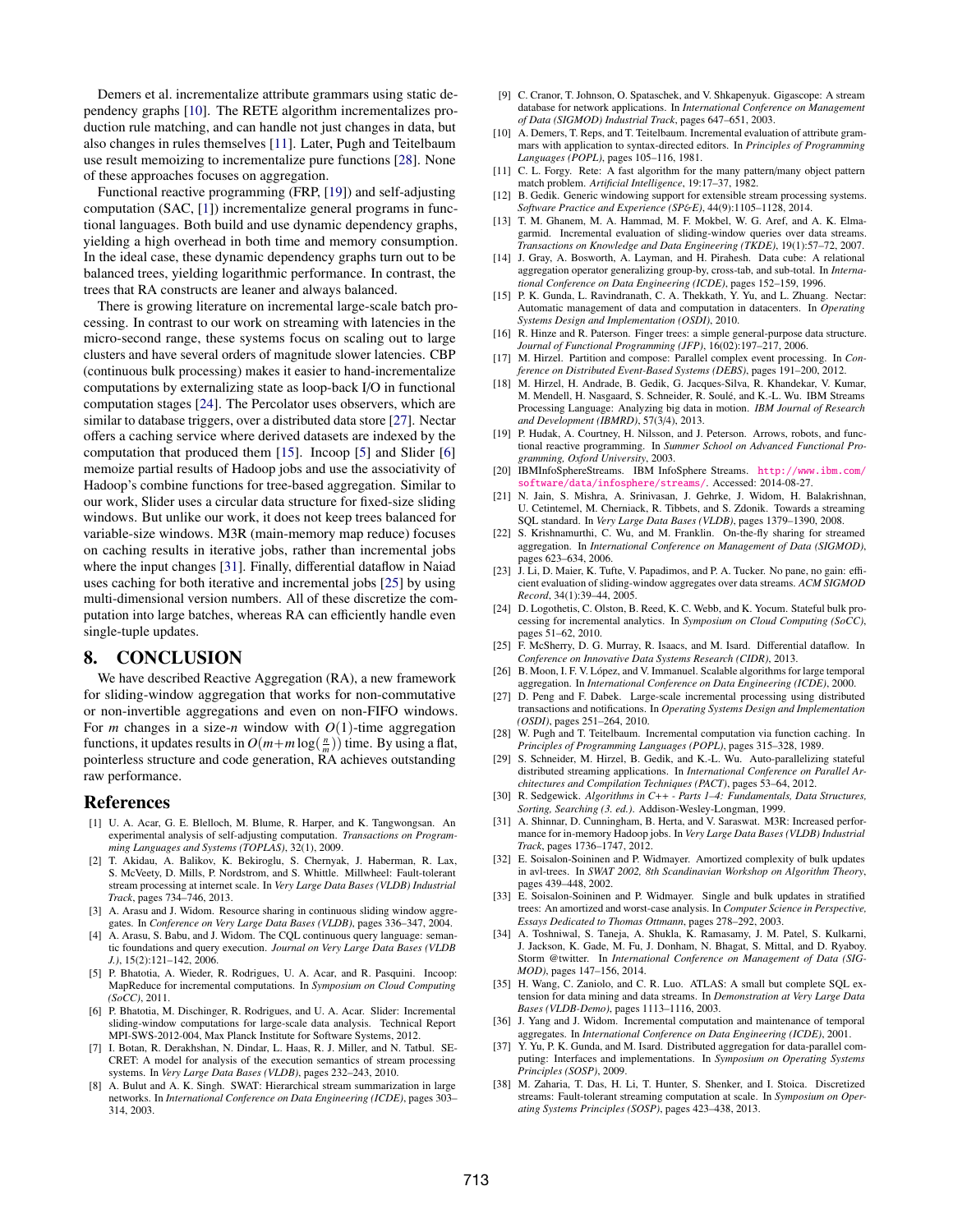Demers et al. incrementalize attribute grammars using static dependency graphs [10]. The RETE algorithm incrementalizes production rule matching, and can handle not just changes in data, but also changes in rules themselves [11]. Later, Pugh and Teitelbaum use result memoizing to incrementalize pure functions [28]. None of these approaches focuses on aggregation.

Functional reactive programming (FRP, [19]) and self-adjusting computation (SAC, [1]) incrementalize general programs in functional languages. Both build and use dynamic dependency graphs, yielding a high overhead in both time and memory consumption. In the ideal case, these dynamic dependency graphs turn out to be balanced trees, yielding logarithmic performance. In contrast, the trees that RA constructs are leaner and always balanced.

There is growing literature on incremental large-scale batch processing. In contrast to our work on streaming with latencies in the micro-second range, these systems focus on scaling out to large clusters and have several orders of magnitude slower latencies. CBP (continuous bulk processing) makes it easier to hand-incrementalize computations by externalizing state as loop-back I/O in functional computation stages [24]. The Percolator uses observers, which are similar to database triggers, over a distributed data store [27]. Nectar offers a caching service where derived datasets are indexed by the computation that produced them [15]. Incoop [5] and Slider [6] memoize partial results of Hadoop jobs and use the associativity of Hadoop's combine functions for tree-based aggregation. Similar to our work, Slider uses a circular data structure for fixed-size sliding windows. But unlike our work, it does not keep trees balanced for variable-size windows. M3R (main-memory map reduce) focuses on caching results in iterative jobs, rather than incremental jobs where the input changes [31]. Finally, differential dataflow in Naiad uses caching for both iterative and incremental jobs [25] by using multi-dimensional version numbers. All of these discretize the computation into large batches, whereas RA can efficiently handle even single-tuple updates.

## 8. CONCLUSION

We have described Reactive Aggregation (RA), a new framework for sliding-window aggregation that works for non-commutative or non-invertible aggregations and even on non-FIFO windows. For $m$ changes in a size-$n$ window with $O(1)$-time aggregation functions, it updates results in $O(m+m\log(\frac{n}{m}))$ time. By using a flat, pointerless structure and code generation, RA achieves outstanding raw performance.

## References

[1] U. A. Acar, G. E. Blelloch, M. Blume, R. Harper, and K. Tangwongsan. An experimental analysis of self-adjusting computation. *Transactions on Programming Languages and Systems (TOPLAS)*, 32(1), 2009.

[2] T. Akidau, A. Balikov, K. Bekiroglu, S. Chernyak, J. Haberman, R. Lax, S. McVeety, D. Mills, P. Nordstrom, and S. Whittle. Millwheel: Fault-tolerant stream processing at internet scale. In *Very Large Data Bases (VLDB) Industrial Track*, pages 734–746, 2013.

[3] A. Arasu and J. Widom. Resource sharing in continuous sliding window aggregates. In *Conference on Very Large Data Bases (VLDB)*, pages 336–347, 2004.

[4] A. Arasu, S. Babu, and J. Widom. The CQL continuous query language: semantic foundations and query execution. *Journal on Very Large Data Bases (VLDB J.)*, 15(2):121–142, 2006.

[5] P. Bhatotia, A. Wieder, R. Rodrigues, U. A. Acar, and R. Pasquini. Incoop: MapReduce for incremental computations. In *Symposium on Cloud Computing (SoCC)*, 2011.

[6] P. Bhatotia, M. Dischinger, R. Rodrigues, and U. A. Acar. Slider: Incremental sliding-window computations for large-scale data analysis. Technical Report MPI-SWS-2012-004, Max Planck Institute for Software Systems, 2012.

[7] I. Botan, R. Derakhshan, N. Dindar, L. Haas, R. J. Miller, and N. Tatbul. SECRET: A model for analysis of the execution semantics of stream processing systems. In *Very Large Data Bases (VLDB)*, pages 232–243, 2010.

[8] A. Bulut and A. K. Singh. SWAT: Hierarchical stream summarization in large networks. In *International Conference on Data Engineering (ICDE)*, pages 303–314, 2003.

[9] C. Cranor, T. Johnson, O. Spataschek, and V. Shkapenyuk. Gigascope: A stream database for network applications. In *International Conference on Management of Data (SIGMOD) Industrial Track*, pages 647–651, 2003.

[10] A. Demers, T. Reps, and T. Teitelbaum. Incremental evaluation of attribute grammars with application to syntax-directed editors. In *Principles of Programming Languages (POPL)*, pages 105–116, 1981.

[11] C. L. Forgy. Rete: A fast algorithm for the many pattern/many object pattern match problem. *Artificial Intelligence*, 19:17–37, 1982.

[12] B. Gedik. Generic windowing support for extensible stream processing systems. *Software Practice and Experience (SP&E)*, 44(9):1105–1128, 2014.

[13] T. M. Ghanem, M. A. Hammad, M. F. Mokbel, W. G. Aref, and A. K. Elmagarmid. Incremental evaluation of sliding-window queries over data streams. *Transactions on Knowledge and Data Engineering (TKDE)*, 19(1):57–72, 2007.

[14] J. Gray, A. Bosworth, A. Layman, and H. Pirahesh. Data cube: A relational aggregation operator generalizing group-by, cross-tab, and sub-total. In *International Conference on Data Engineering (ICDE)*, pages 152–159, 1996.

[15] P. K. Gunda, L. Ravindranath, C. A. Thekkath, Y. Yu, and L. Zhuang. Nectar: Automatic management of data and computation in datacenters. In *Operating Systems Design and Implementation (OSDI)*, 2010.

[16] R. Hinze and R. Paterson. Finger trees: a simple general-purpose data structure. *Journal of Functional Programming (JFP)*, 16(02):197–217, 2006.

[17] M. Hirzel. Partition and compose: Parallel complex event processing. In *Conference on Distributed Event-Based Systems (DEBS)*, pages 191–200, 2012.

[18] M. Hirzel, H. Andrade, B. Gedik, G. Jacques-Silva, R. Khandekar, V. Kumar, M. Mendell, H. Nasgaard, S. Schneider, R. Soulé, and K.-L. Wu. IBM Streams Processing Language: Analyzing big data in motion. *IBM Journal of Research and Development (IBMRD)*, 57(3/4), 2013.

[19] P. Hudak, A. Courtney, H. Nilsson, and J. Peterson. Arrows, robots, and functional reactive programming. In *Summer School on Advanced Functional Programming, Oxford University*, 2003.

[20] IBMInfoSphereStreams. IBM InfoSphere Streams. http://www.ibm.com/software/data/infosphere/streams/. Accessed: 2014-08-27.

[21] N. Jain, S. Mishra, A. Srinivasan, J. Gehrke, J. Widom, H. Balakrishnan, U. Cetintemel, M. Cherniack, R. Tibbets, and S. Zdonik. Towards a streaming SQL standard. In *Very Large Data Bases (VLDB)*, pages 1379–1390, 2008.

[22] S. Krishnamurthi, C. Wu, and M. Franklin. On-the-fly sharing for streamed aggregation. In *International Conference on Management of Data (SIGMOD)*, pages 623–634, 2006.

[23] J. Li, D. Maier, K. Tufte, V. Papadimos, and P. A. Tucker. No pane, no gain: efficient evaluation of sliding-window aggregates over data streams. *ACM SIGMOD Record*, 34(1):39–44, 2005.

[24] D. Logothetis, C. Olston, B. Reed, K. C. Webb, and K. Yocum. Stateful bulk processing for incremental analytics. In *Symposium on Cloud Computing (SoCC)*, pages 51–62, 2010.

[25] F. McSherry, D. G. Murray, R. Isaacs, and M. Isard. Differential dataflow. In *Conference on Innovative Data Systems Research (CIDR)*, 2013.

[26] B. Moon, I. F. V. López, and V. Immanuel. Scalable algorithms for large temporal aggregation. In *International Conference on Data Engineering (ICDE)*, 2000.

[27] D. Peng and F. Dabek. Large-scale incremental processing using distributed transactions and notifications. In *Operating Systems Design and Implementation (OSDI)*, pages 251–264, 2010.

[28] W. Pugh and T. Teitelbaum. Incremental computation via function caching. In *Principles of Programming Languages (POPL)*, pages 315–328, 1989.

[29] S. Schneider, M. Hirzel, B. Gedik, and K.-L. Wu. Auto-parallelizing stateful distributed streaming applications. In *International Conference on Parallel Architectures and Compilation Techniques (PACT)*, pages 53–64, 2012.

[30] R. Sedgewick. *Algorithms in C++ - Parts 1–4: Fundamentals, Data Structures, Sorting, Searching (3. ed.).* Addison-Wesley-Longman, 1999.

[31] A. Shinnar, D. Cunningham, B. Herta, and V. Saraswat. M3R: Increased performance for in-memory Hadoop jobs. In *Very Large Data Bases (VLDB) Industrial Track*, pages 1736–1747, 2012.

[32] E. Soisalon-Soininen and P. Widmayer. Amortized complexity of bulk updates in avl-trees. In *SWAT 2002, 8th Scandinavian Workshop on Algorithm Theory*, pages 439–448, 2002.

[33] E. Soisalon-Soininen and P. Widmayer. Single and bulk updates in stratified trees: An amortized and worst-case analysis. In *Computer Science in Perspective, Essays Dedicated to Thomas Ottmann*, pages 278–292, 2003.

[34] A. Toshniwal, S. Taneja, A. Shukla, K. Ramasamy, J. M. Patel, S. Kulkarni, J. Jackson, K. Gade, M. Fu, J. Donham, N. Bhagat, S. Mittal, and D. Ryaboy. Storm @twitter. In *International Conference on Management of Data (SIGMOD)*, pages 147–156, 2014.

[35] H. Wang, C. Zaniolo, and C. R. Luo. ATLAS: A small but complete SQL extension for data mining and data streams. In *Demonstration at Very Large Data Bases (VLDB-Demo)*, pages 1113–1116, 2003.

[36] J. Yang and J. Widom. Incremental computation and maintenance of temporal aggregates. In *International Conference on Data Engineering (ICDE)*, 2001.

[37] Y. Yu, P. K. Gunda, and M. Isard. Distributed aggregation for data-parallel computing: Interfaces and implementations. In *Symposium on Operating Systems Principles (SOSP)*, 2009.

[38] M. Zaharia, T. Das, H. Li, T. Hunter, S. Shenker, and I. Stoica. Discretized streams: Fault-tolerant streaming computation at scale. In *Symposium on Operating Systems Principles (SOSP)*, pages 423–438, 2013.